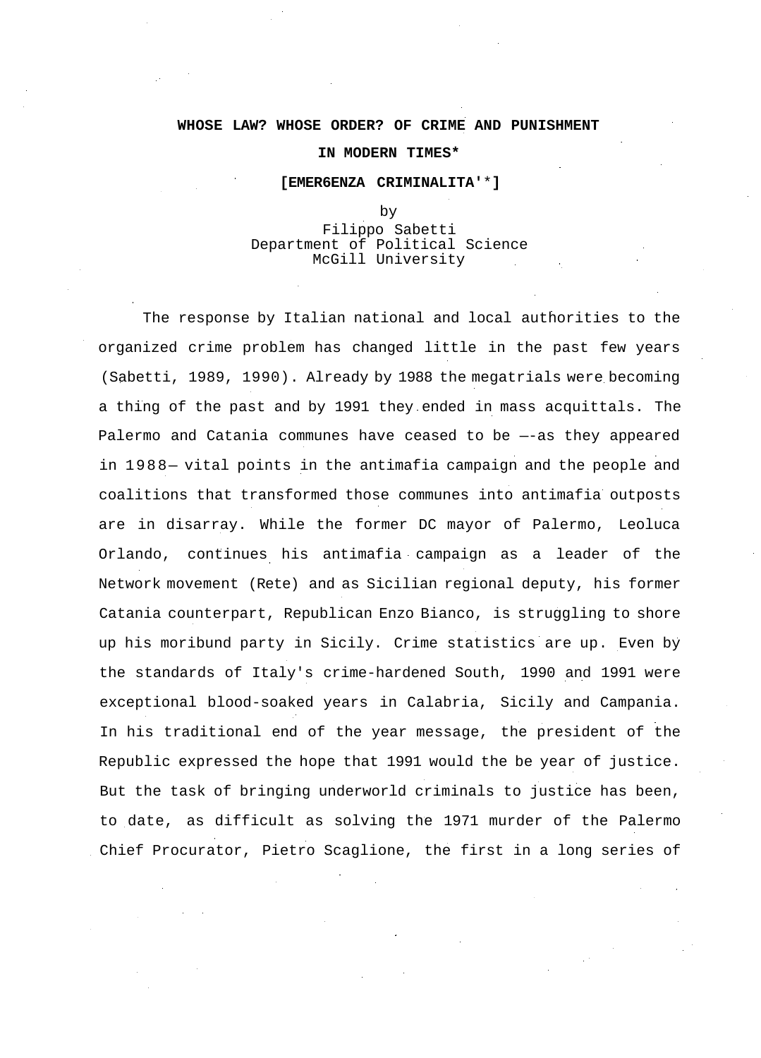**WHOSE LAW? WHOSE ORDER? OF CRIME AND PUNISHMENT**

**IN MODERN TIMES***

**[EMER6ENZA CRIMINALITA'*]**

by
Filippo Sabetti
Department of Political Science
McGill University

The response by Italian national and local authorities to the organized crime problem has changed little in the past few years (Sabetti, 1989, 1990). Already by 1988 the megatrials were becoming a thing of the past and by 1991 they ended in mass acquittals. The Palermo and Catania communes have ceased to be —-as they appeared in 1988— vital points in the antimafia campaign and the people and coalitions that transformed those communes into antimafia outposts are in disarray. While the former DC mayor of Palermo, Leoluca Orlando, continues his antimafia campaign as a leader of the Network movement (Rete) and as Sicilian regional deputy, his former Catania counterpart, Republican Enzo Bianco, is struggling to shore up his moribund party in Sicily. Crime statistics are up. Even by the standards of Italy's crime-hardened South, 1990 and 1991 were exceptional blood-soaked years in Calabria, Sicily and Campania. In his traditional end of the year message, the president of the Republic expressed the hope that 1991 would the be year of justice. But the task of bringing underworld criminals to justice has been, to date, as difficult as solving the 1971 murder of the Palermo Chief Procurator, Pietro Scaglione, the first in a long series of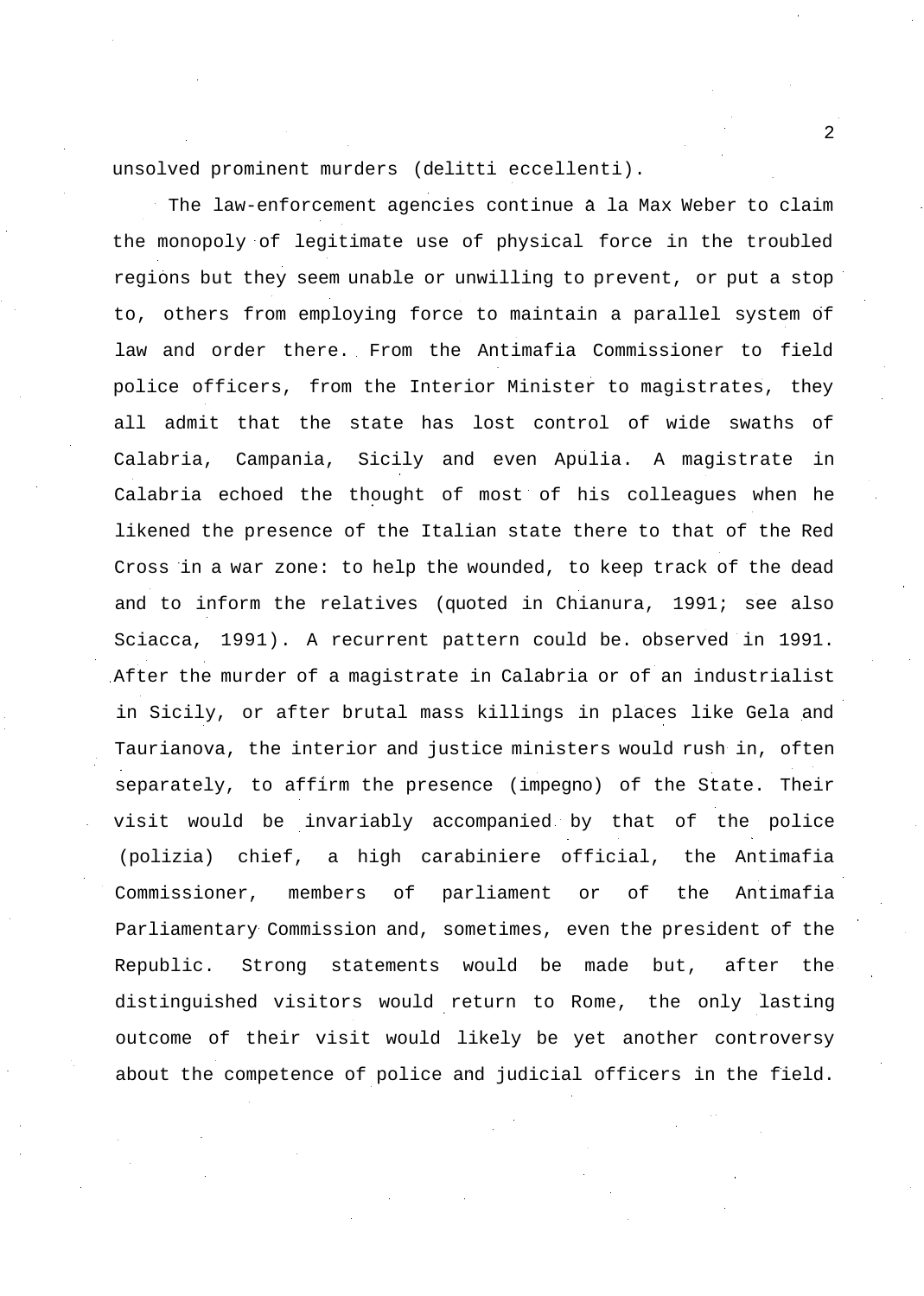unsolved prominent murders (delitti eccellenti).

The law-enforcement agencies continue à la Max Weber to claim the monopoly of legitimate use of physical force in the troubled regions but they seem unable or unwilling to prevent, or put a stop to, others from employing force to maintain a parallel system of law and order there. From the Antimafia Commissioner to field police officers, from the Interior Minister to magistrates, they all admit that the state has lost control of wide swaths of Calabria, Campania, Sicily and even Apulia. A magistrate in Calabria echoed the thought of most of his colleagues when he likened the presence of the Italian state there to that of the Red Cross in a war zone: to help the wounded, to keep track of the dead and to inform the relatives (quoted in Chianura, 1991; see also Sciacca, 1991). A recurrent pattern could be observed in 1991. After the murder of a magistrate in Calabria or of an industrialist in Sicily, or after brutal mass killings in places like Gela and Taurianova, the interior and justice ministers would rush in, often separately, to affirm the presence (impegno) of the State. Their visit would be invariably accompanied by that of the police (polizia) chief, a high carabiniere official, the Antimafia Commissioner, members of parliament or of the Antimafia Parliamentary Commission and, sometimes, even the president of the Republic. Strong statements would be made but, after the distinguished visitors would return to Rome, the only lasting outcome of their visit would likely be yet another controversy about the competence of police and judicial officers in the field.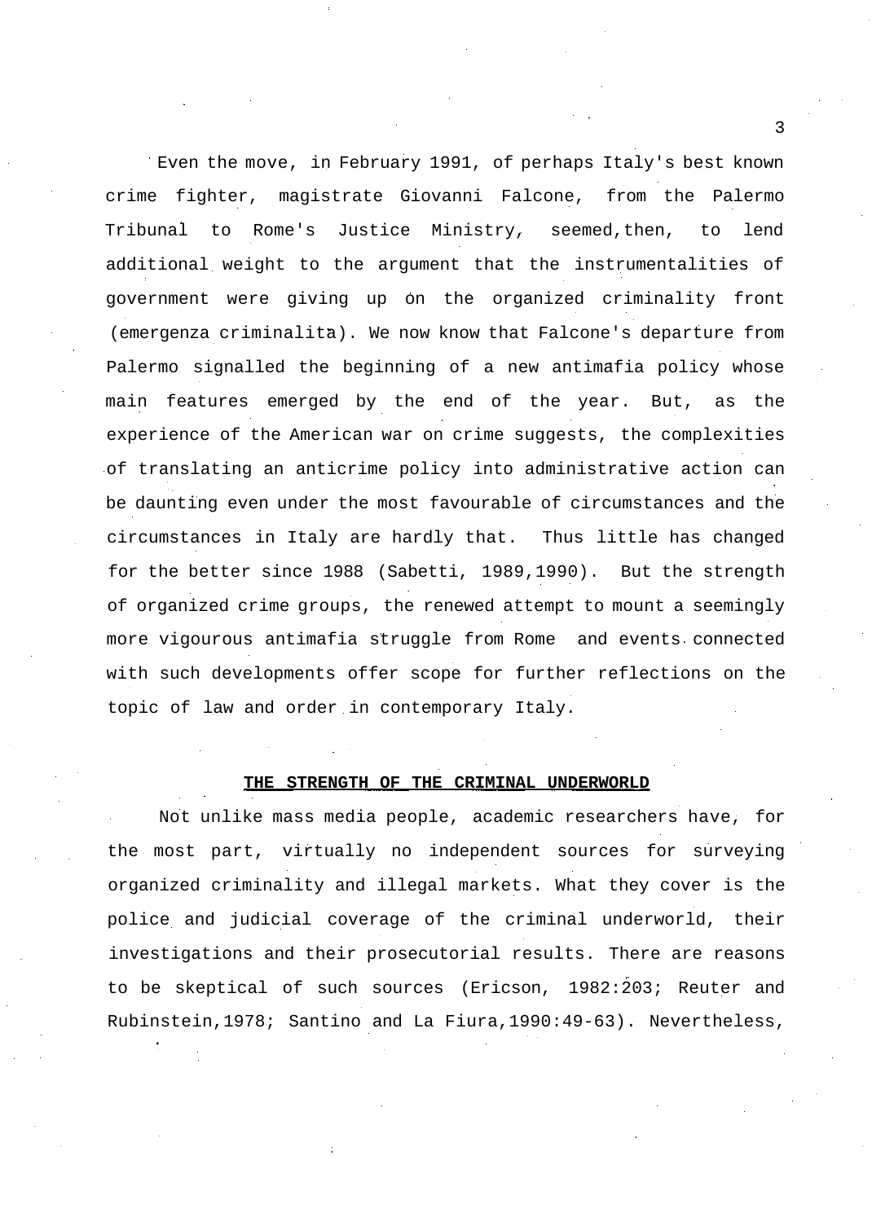Even the move, in February 1991, of perhaps Italy's best known crime fighter, magistrate Giovanni Falcone, from the Palermo Tribunal to Rome's Justice Ministry, seemed, then, to lend additional weight to the argument that the instrumentalities of government were giving up on the organized criminality front (emergenza criminalita). We now know that Falcone's departure from Palermo signalled the beginning of a new antimafia policy whose main features emerged by the end of the year. But, as the experience of the American war on crime suggests, the complexities of translating an anticrime policy into administrative action can be daunting even under the most favourable of circumstances and the circumstances in Italy are hardly that. Thus little has changed for the better since 1988 (Sabetti, 1989,1990). But the strength of organized crime groups, the renewed attempt to mount a seemingly more vigourous antimafia struggle from Rome and events connected with such developments offer scope for further reflections on the topic of law and order in contemporary Italy.

## THE STRENGTH OF THE CRIMINAL UNDERWORLD

Not unlike mass media people, academic researchers have, for the most part, virtually no independent sources for surveying organized criminality and illegal markets. What they cover is the police and judicial coverage of the criminal underworld, their investigations and their prosecutorial results. There are reasons to be skeptical of such sources (Ericson, 1982:203; Reuter and Rubinstein,1978; Santino and La Fiura,1990:49-63). Nevertheless,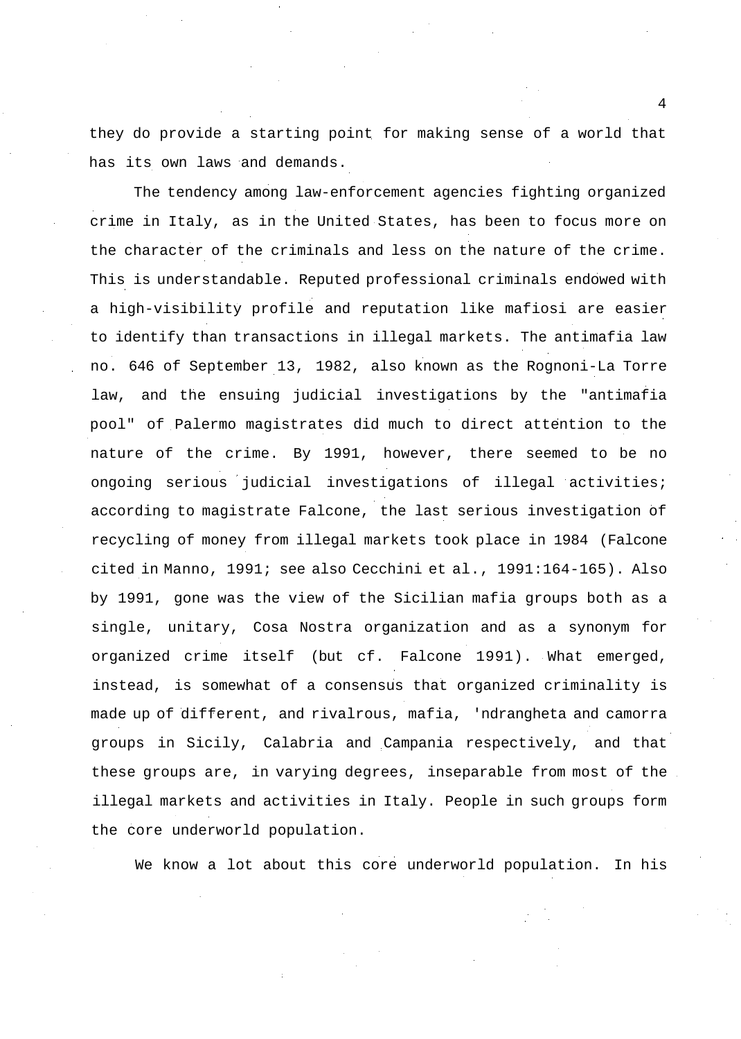they do provide a starting point for making sense of a world that has its own laws and demands.

The tendency among law-enforcement agencies fighting organized crime in Italy, as in the United States, has been to focus more on the character of the criminals and less on the nature of the crime. This is understandable. Reputed professional criminals endowed with a high-visibility profile and reputation like mafiosi are easier to identify than transactions in illegal markets. The antimafia law no. 646 of September 13, 1982, also known as the Rognoni-La Torre law, and the ensuing judicial investigations by the "antimafia pool" of Palermo magistrates did much to direct attention to the nature of the crime. By 1991, however, there seemed to be no ongoing serious judicial investigations of illegal activities; according to magistrate Falcone, the last serious investigation of recycling of money from illegal markets took place in 1984 (Falcone cited in Manno, 1991; see also Cecchini et al., 1991:164-165). Also by 1991, gone was the view of the Sicilian mafia groups both as a single, unitary, Cosa Nostra organization and as a synonym for organized crime itself (but cf. Falcone 1991). What emerged, instead, is somewhat of a consensus that organized criminality is made up of different, and rivalrous, mafia, 'ndrangheta and camorra groups in Sicily, Calabria and Campania respectively, and that these groups are, in varying degrees, inseparable from most of the illegal markets and activities in Italy. People in such groups form the core underworld population.

We know a lot about this core underworld population. In his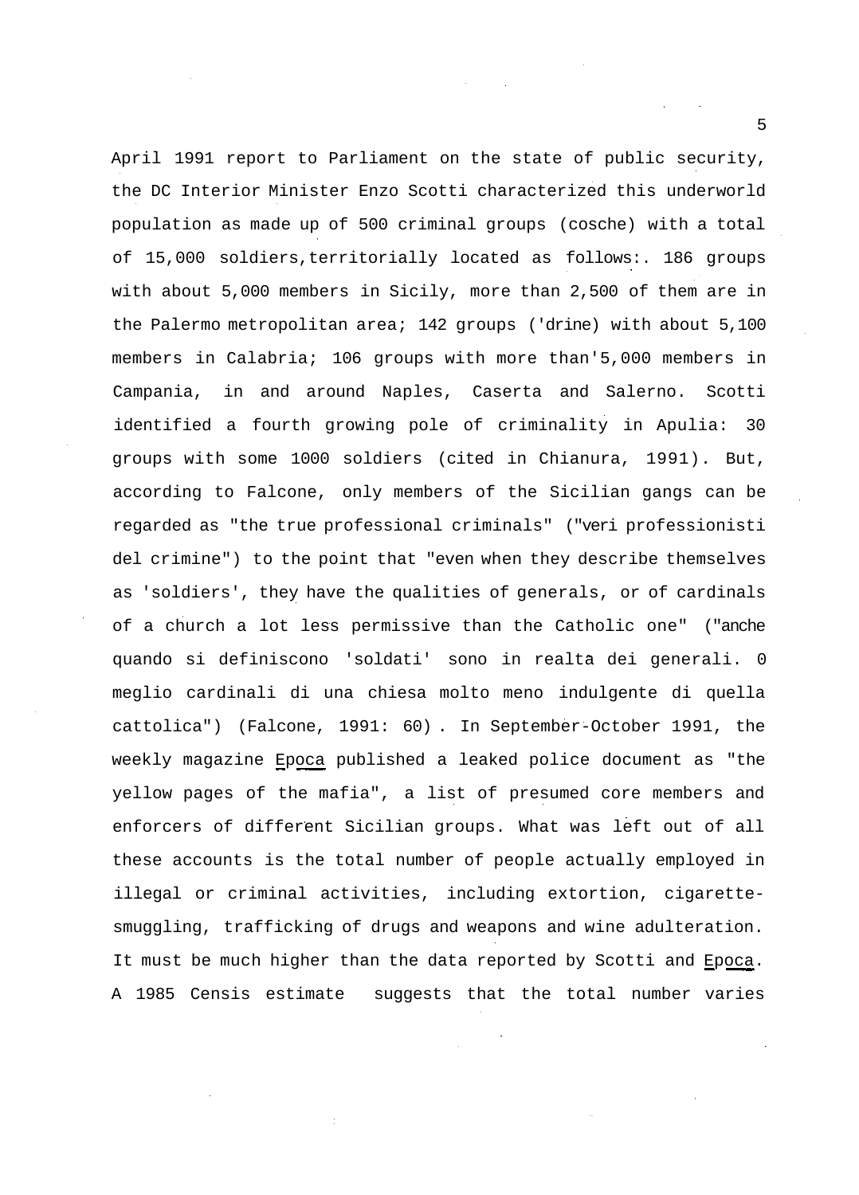April 1991 report to Parliament on the state of public security, the DC Interior Minister Enzo Scotti characterized this underworld population as made up of 500 criminal groups (cosche) with a total of 15,000 soldiers,territorially located as follows:. 186 groups with about 5,000 members in Sicily, more than 2,500 of them are in the Palermo metropolitan area; 142 groups ('drine) with about 5,100 members in Calabria; 106 groups with more than'5,000 members in Campania, in and around Naples, Caserta and Salerno. Scotti identified a fourth growing pole of criminality in Apulia: 30 groups with some 1000 soldiers (cited in Chianura, 1991). But, according to Falcone, only members of the Sicilian gangs can be regarded as "the true professional criminals" ("veri professionisti del crimine") to the point that "even when they describe themselves as 'soldiers', they have the qualities of generals, or of cardinals of a church a lot less permissive than the Catholic one" ("anche quando si definiscono 'soldati' sono in realta dei generali. 0 meglio cardinali di una chiesa molto meno indulgente di quella cattolica") (Falcone, 1991: 60) . In September-October 1991, the weekly magazine _Epoca_ published a leaked police document as "the yellow pages of the mafia", a list of presumed core members and enforcers of different Sicilian groups. What was left out of all these accounts is the total number of people actually employed in illegal or criminal activities, including extortion, cigarette-smuggling, trafficking of drugs and weapons and wine adulteration. It must be much higher than the data reported by Scotti and _Epoca_. A 1985 Censis estimate suggests that the total number varies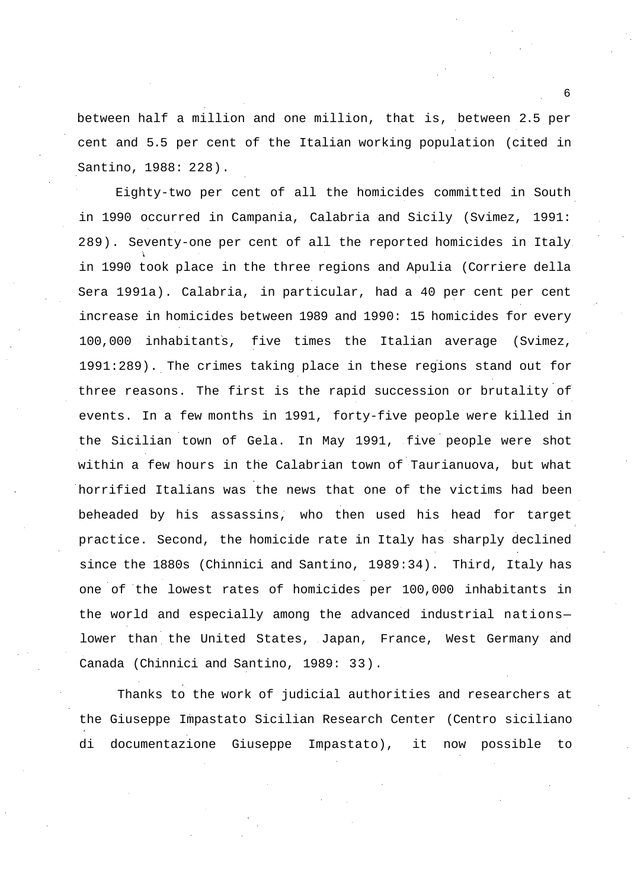between half a million and one million, that is, between 2.5 per cent and 5.5 per cent of the Italian working population (cited in Santino, 1988: 228).

Eighty-two per cent of all the homicides committed in South in 1990 occurred in Campania, Calabria and Sicily (Svimez, 1991: 289). Seventy-one per cent of all the reported homicides in Italy in 1990 took place in the three regions and Apulia (Corriere della Sera 1991a). Calabria, in particular, had a 40 per cent per cent increase in homicides between 1989 and 1990: 15 homicides for every 100,000 inhabitants, five times the Italian average (Svimez, 1991:289). The crimes taking place in these regions stand out for three reasons. The first is the rapid succession or brutality of events. In a few months in 1991, forty-five people were killed in the Sicilian town of Gela. In May 1991, five people were shot within a few hours in the Calabrian town of Taurianuova, but what horrified Italians was the news that one of the victims had been beheaded by his assassins, who then used his head for target practice. Second, the homicide rate in Italy has sharply declined since the 1880s (Chinnici and Santino, 1989:34). Third, Italy has one of the lowest rates of homicides per 100,000 inhabitants in the world and especially among the advanced industrial nations—lower than the United States, Japan, France, West Germany and Canada (Chinnici and Santino, 1989: 33).

Thanks to the work of judicial authorities and researchers at the Giuseppe Impastato Sicilian Research Center (Centro siciliano di documentazione Giuseppe Impastato), it now possible to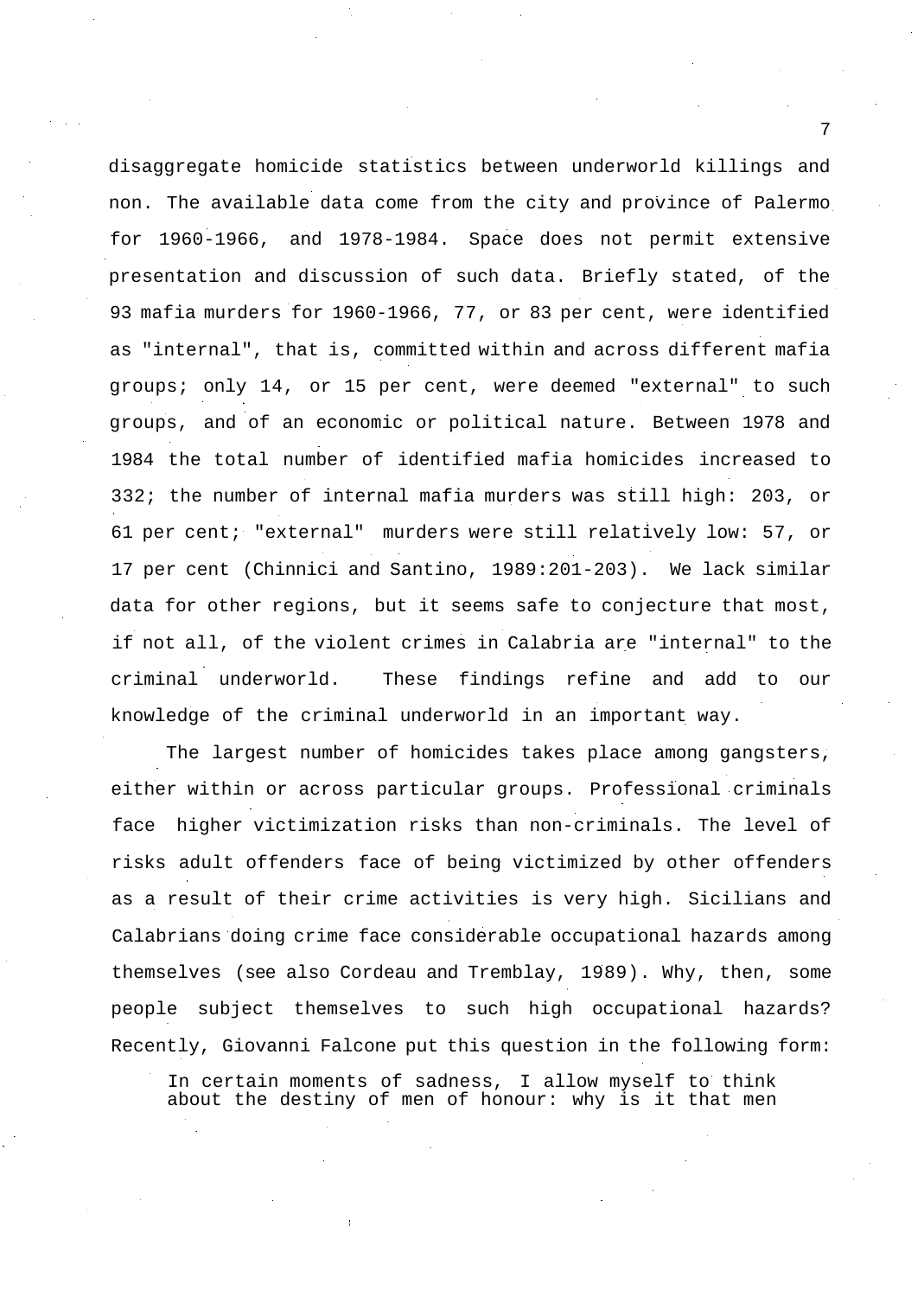disaggregate homicide statistics between underworld killings and non. The available data come from the city and province of Palermo for 1960-1966, and 1978-1984. Space does not permit extensive presentation and discussion of such data. Briefly stated, of the 93 mafia murders for 1960-1966, 77, or 83 per cent, were identified as "internal", that is, committed within and across different mafia groups; only 14, or 15 per cent, were deemed "external" to such groups, and of an economic or political nature. Between 1978 and 1984 the total number of identified mafia homicides increased to 332; the number of internal mafia murders was still high: 203, or 61 per cent; "external" murders were still relatively low: 57, or 17 per cent (Chinnici and Santino, 1989:201-203). We lack similar data for other regions, but it seems safe to conjecture that most, if not all, of the violent crimes in Calabria are "internal" to the criminal underworld. These findings refine and add to our knowledge of the criminal underworld in an important way.

The largest number of homicides takes place among gangsters, either within or across particular groups. Professional criminals face higher victimization risks than non-criminals. The level of risks adult offenders face of being victimized by other offenders as a result of their crime activities is very high. Sicilians and Calabrians doing crime face considerable occupational hazards among themselves (see also Cordeau and Tremblay, 1989). Why, then, some people subject themselves to such high occupational hazards? Recently, Giovanni Falcone put this question in the following form:

> In certain moments of sadness, I allow myself to think about the destiny of men of honour: why is it that men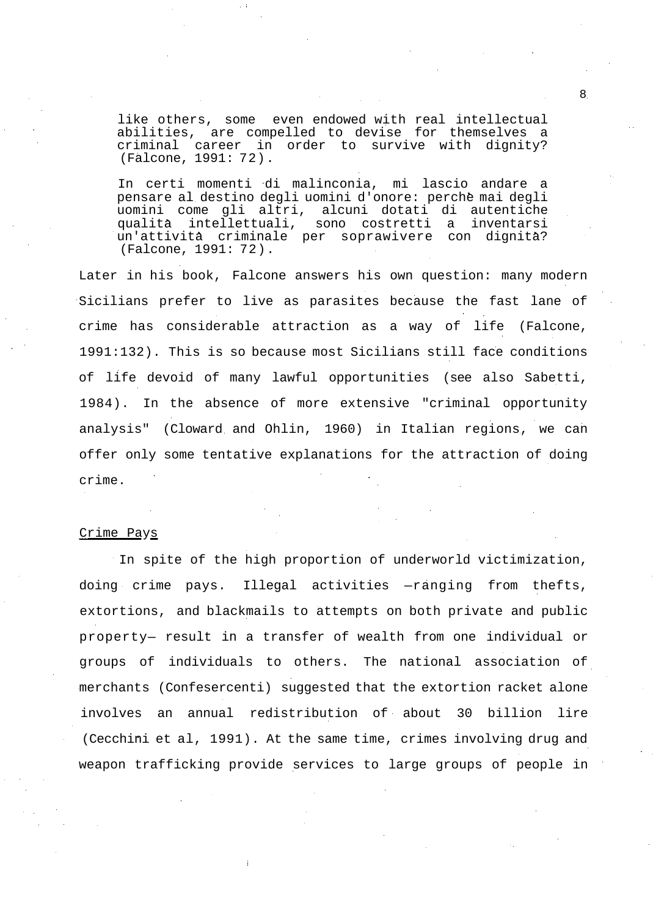> like others, some even endowed with real intellectual abilities, are compelled to devise for themselves a criminal career in order to survive with dignity? (Falcone, 1991: 72).

> In certi momenti di malinconia, mi lascio andare a pensare al destino degli uomini d'onore: perchè mai degli uomini come gli altri, alcuni dotati di autentiche qualità intellettuali, sono costretti a inventarsi un'attività criminale per soprawivere con dignità? (Falcone, 1991: 72).

Later in his book, Falcone answers his own question: many modern Sicilians prefer to live as parasites because the fast lane of crime has considerable attraction as a way of life (Falcone, 1991:132). This is so because most Sicilians still face conditions of life devoid of many lawful opportunities (see also Sabetti, 1984). In the absence of more extensive "criminal opportunity analysis" (Cloward and Ohlin, 1960) in Italian regions, we can offer only some tentative explanations for the attraction of doing crime.

## Crime Pays

In spite of the high proportion of underworld victimization, doing crime pays. Illegal activities —ranging from thefts, extortions, and blackmails to attempts on both private and public property— result in a transfer of wealth from one individual or groups of individuals to others. The national association of merchants (Confesercenti) suggested that the extortion racket alone involves an annual redistribution of about 30 billion lire (Cecchini et al, 1991). At the same time, crimes involving drug and weapon trafficking provide services to large groups of people in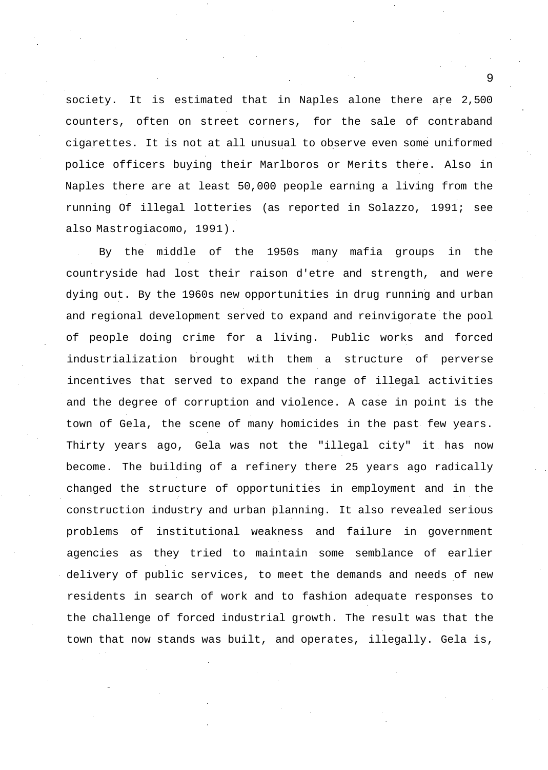society. It is estimated that in Naples alone there are 2,500 counters, often on street corners, for the sale of contraband cigarettes. It is not at all unusual to observe even some uniformed police officers buying their Marlboros or Merits there. Also in Naples there are at least 50,000 people earning a living from the running Of illegal lotteries (as reported in Solazzo, 1991; see also Mastrogiacomo, 1991).

By the middle of the 1950s many mafia groups in the countryside had lost their raison d'etre and strength, and were dying out. By the 1960s new opportunities in drug running and urban and regional development served to expand and reinvigorate the pool of people doing crime for a living. Public works and forced industrialization brought with them a structure of perverse incentives that served to expand the range of illegal activities and the degree of corruption and violence. A case in point is the town of Gela, the scene of many homicides in the past few years. Thirty years ago, Gela was not the "illegal city" it has now become. The building of a refinery there 25 years ago radically changed the structure of opportunities in employment and in the construction industry and urban planning. It also revealed serious problems of institutional weakness and failure in government agencies as they tried to maintain some semblance of earlier delivery of public services, to meet the demands and needs of new residents in search of work and to fashion adequate responses to the challenge of forced industrial growth. The result was that the town that now stands was built, and operates, illegally. Gela is,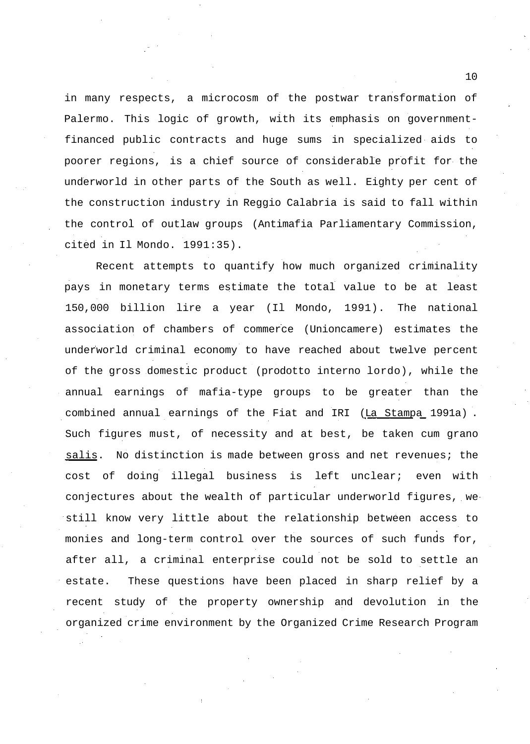in many respects, a microcosm of the postwar transformation of Palermo. This logic of growth, with its emphasis on government-financed public contracts and huge sums in specialized aids to poorer regions, is a chief source of considerable profit for the underworld in other parts of the South as well. Eighty per cent of the construction industry in Reggio Calabria is said to fall within the control of outlaw groups (Antimafia Parliamentary Commission, cited in Il Mondo. 1991:35).

Recent attempts to quantify how much organized criminality pays in monetary terms estimate the total value to be at least 150,000 billion lire a year (Il Mondo, 1991). The national association of chambers of commerce (Unioncamere) estimates the underworld criminal economy to have reached about twelve percent of the gross domestic product (prodotto interno lordo), while the annual earnings of mafia-type groups to be greater than the combined annual earnings of the Fiat and IRI (La Stampa 1991a). Such figures must, of necessity and at best, be taken cum grano salis. No distinction is made between gross and net revenues; the cost of doing illegal business is left unclear; even with conjectures about the wealth of particular underworld figures, we still know very little about the relationship between access to monies and long-term control over the sources of such funds for, after all, a criminal enterprise could not be sold to settle an estate. These questions have been placed in sharp relief by a recent study of the property ownership and devolution in the organized crime environment by the Organized Crime Research Program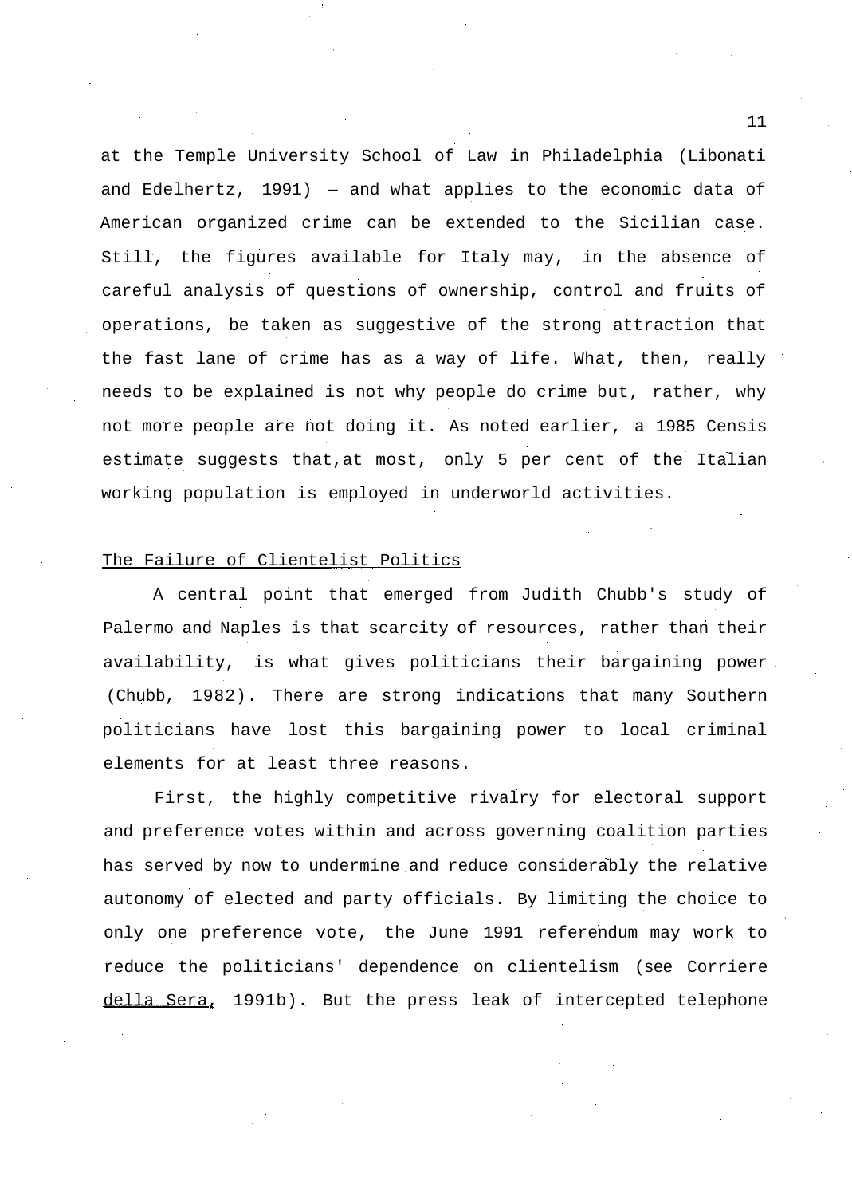at the Temple University School of Law in Philadelphia (Libonati and Edelhertz, 1991) — and what applies to the economic data of American organized crime can be extended to the Sicilian case. Still, the figures available for Italy may, in the absence of careful analysis of questions of ownership, control and fruits of operations, be taken as suggestive of the strong attraction that the fast lane of crime has as a way of life. What, then, really needs to be explained is not why people do crime but, rather, why not more people are not doing it. As noted earlier, a 1985 Censis estimate suggests that,at most, only 5 per cent of the Italian working population is employed in underworld activities.

## The Failure of Clientelist Politics

A central point that emerged from Judith Chubb's study of Palermo and Naples is that scarcity of resources, rather than their availability, is what gives politicians their bargaining power (Chubb, 1982). There are strong indications that many Southern politicians have lost this bargaining power to local criminal elements for at least three reasons.

First, the highly competitive rivalry for electoral support and preference votes within and across governing coalition parties has served by now to undermine and reduce considerably the relative autonomy of elected and party officials. By limiting the choice to only one preference vote, the June 1991 referendum may work to reduce the politicians' dependence on clientelism (see Corriere della Sera, 1991b). But the press leak of intercepted telephone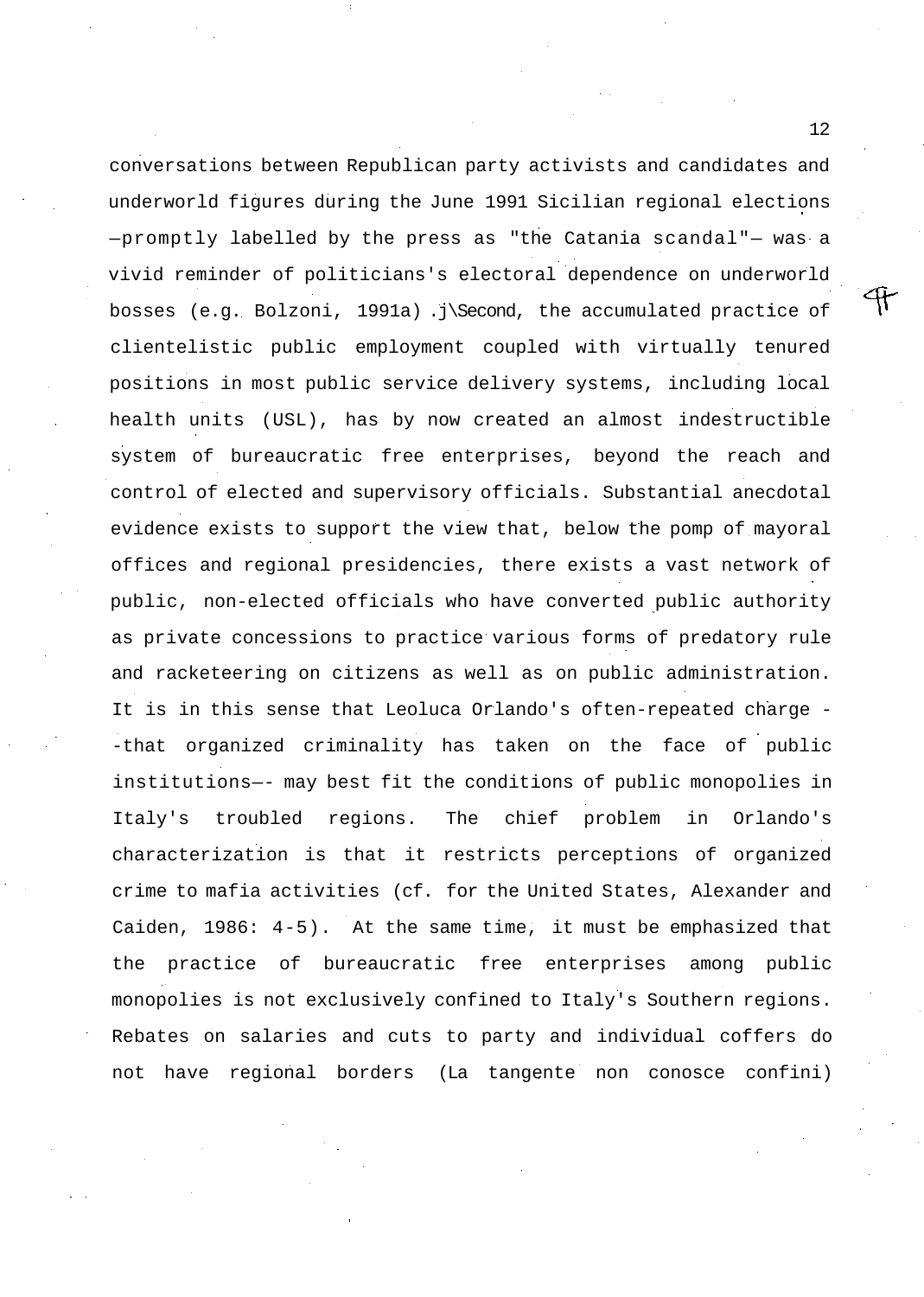conversations between Republican party activists and candidates and underworld figures during the June 1991 Sicilian regional elections —promptly labelled by the press as "the Catania scandal"— was a vivid reminder of politicians's electoral dependence on underworld bosses (e.g. Bolzoni, 1991a). Second, the accumulated practice of clientelistic public employment coupled with virtually tenured positions in most public service delivery systems, including local health units (USL), has by now created an almost indestructible system of bureaucratic free enterprises, beyond the reach and control of elected and supervisory officials. Substantial anecdotal evidence exists to support the view that, below the pomp of mayoral offices and regional presidencies, there exists a vast network of public, non-elected officials who have converted public authority as private concessions to practice various forms of predatory rule and racketeering on citizens as well as on public administration. It is in this sense that Leoluca Orlando's often-repeated charge --that organized criminality has taken on the face of public institutions—- may best fit the conditions of public monopolies in Italy's troubled regions. The chief problem in Orlando's characterization is that it restricts perceptions of organized crime to mafia activities (cf. for the United States, Alexander and Caiden, 1986: 4-5). At the same time, it must be emphasized that the practice of bureaucratic free enterprises among public monopolies is not exclusively confined to Italy's Southern regions. Rebates on salaries and cuts to party and individual coffers do not have regional borders (La tangente non conosce confini)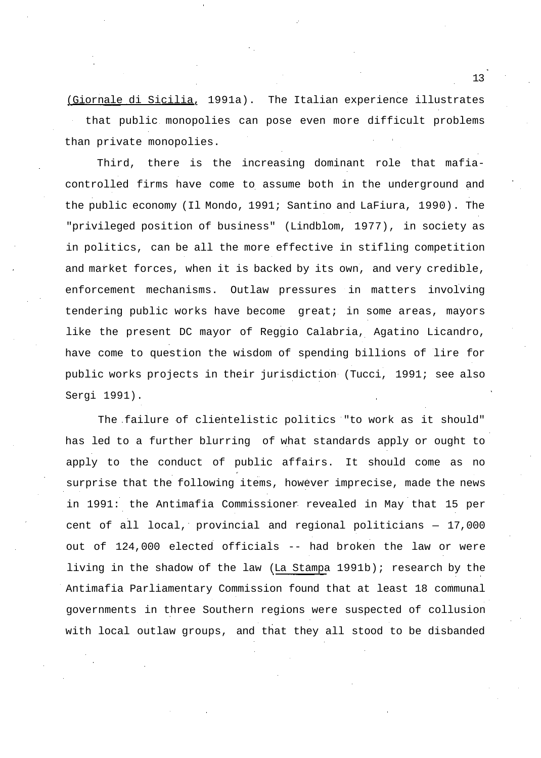(*Giornale di Sicilia*, 1991a). The Italian experience illustrates that public monopolies can pose even more difficult problems than private monopolies.

Third, there is the increasing dominant role that mafia-controlled firms have come to assume both in the underground and the public economy (Il Mondo, 1991; Santino and LaFiura, 1990). The "privileged position of business" (Lindblom, 1977), in society as in politics, can be all the more effective in stifling competition and market forces, when it is backed by its own, and very credible, enforcement mechanisms. Outlaw pressures in matters involving tendering public works have become great; in some areas, mayors like the present DC mayor of Reggio Calabria, Agatino Licandro, have come to question the wisdom of spending billions of lire for public works projects in their jurisdiction (Tucci, 1991; see also Sergi 1991).

The failure of clientelistic politics "to work as it should" has led to a further blurring of what standards apply or ought to apply to the conduct of public affairs. It should come as no surprise that the following items, however imprecise, made the news in 1991: the Antimafia Commissioner revealed in May that 15 per cent of all local, provincial and regional politicians — 17,000 out of 124,000 elected officials -- had broken the law or were living in the shadow of the law (*La Stampa* 1991b); research by the Antimafia Parliamentary Commission found that at least 18 communal governments in three Southern regions were suspected of collusion with local outlaw groups, and that they all stood to be disbanded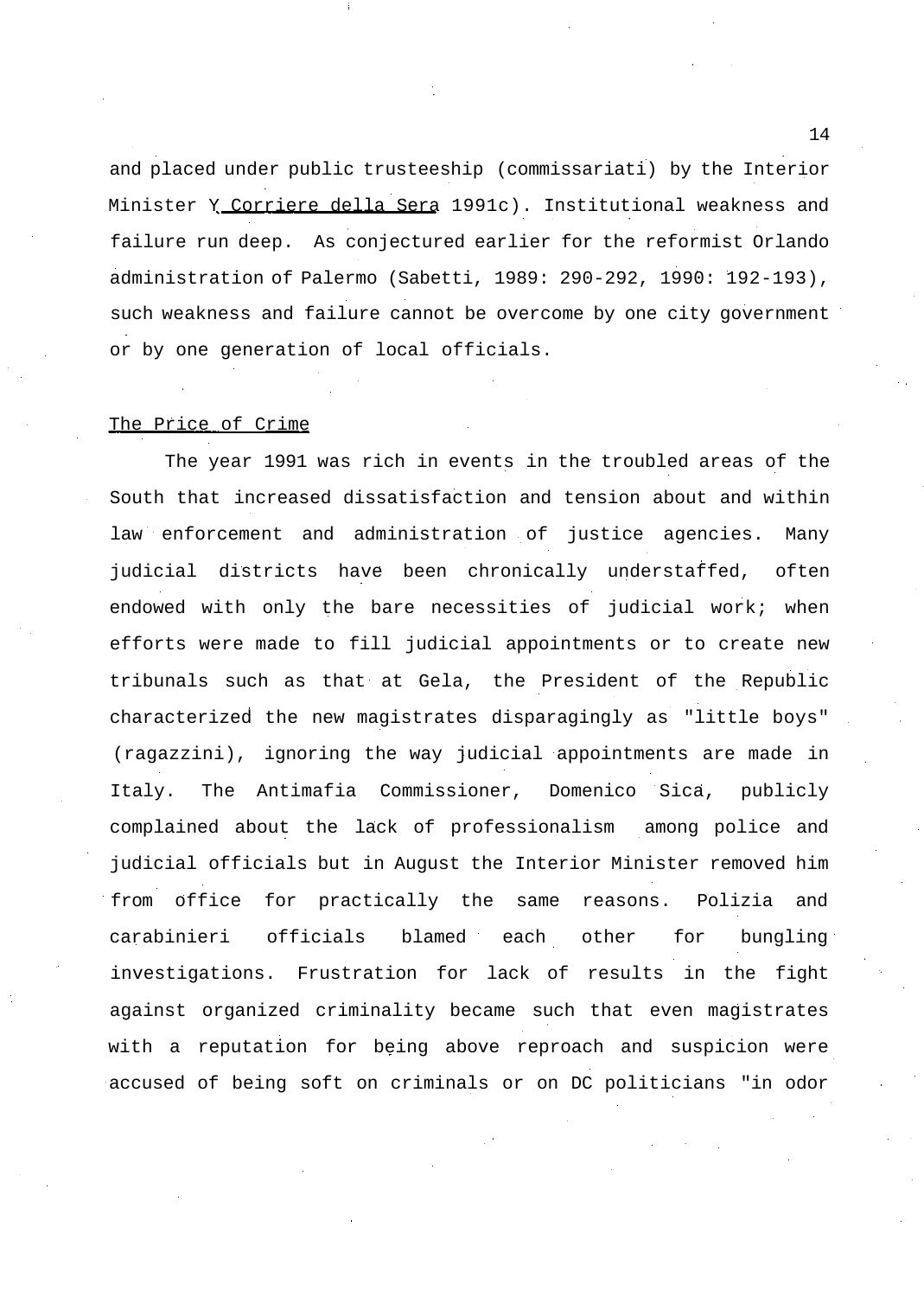and placed under public trusteeship (commissariati) by the Interior Minister (Corriere della Sera 1991c). Institutional weakness and failure run deep. As conjectured earlier for the reformist Orlando administration of Palermo (Sabetti, 1989: 290-292, 1990: 192-193), such weakness and failure cannot be overcome by one city government or by one generation of local officials.

## The Price of Crime

The year 1991 was rich in events in the troubled areas of the South that increased dissatisfaction and tension about and within law enforcement and administration of justice agencies. Many judicial districts have been chronically understaffed, often endowed with only the bare necessities of judicial work; when efforts were made to fill judicial appointments or to create new tribunals such as that at Gela, the President of the Republic characterized the new magistrates disparagingly as "little boys" (ragazzini), ignoring the way judicial appointments are made in Italy. The Antimafia Commissioner, Domenico Sica, publicly complained about the lack of professionalism among police and judicial officials but in August the Interior Minister removed him from office for practically the same reasons. Polizia and carabinieri officials blamed each other for bungling investigations. Frustration for lack of results in the fight against organized criminality became such that even magistrates with a reputation for being above reproach and suspicion were accused of being soft on criminals or on DC politicians "in odor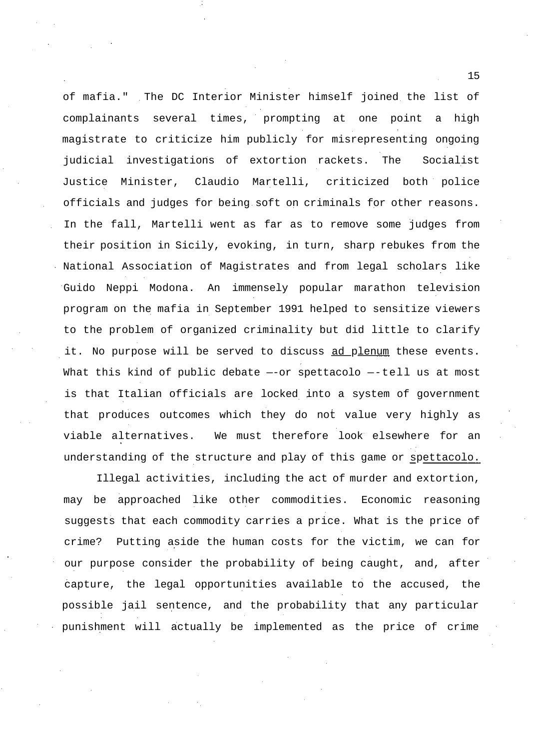of mafia." The DC Interior Minister himself joined the list of complainants several times, prompting at one point a high magistrate to criticize him publicly for misrepresenting ongoing judicial investigations of extortion rackets. The Socialist Justice Minister, Claudio Martelli, criticized both police officials and judges for being soft on criminals for other reasons. In the fall, Martelli went as far as to remove some judges from their position in Sicily, evoking, in turn, sharp rebukes from the National Association of Magistrates and from legal scholars like Guido Neppi Modona. An immensely popular marathon television program on the mafia in September 1991 helped to sensitize viewers to the problem of organized criminality but did little to clarify it. No purpose will be served to discuss _ad plenum_ these events. What this kind of public debate —-or spettacolo —-tell us at most is that Italian officials are locked into a system of government that produces outcomes which they do not value very highly as viable alternatives. We must therefore look elsewhere for an understanding of the structure and play of this game or _spettacolo._

Illegal activities, including the act of murder and extortion, may be approached like other commodities. Economic reasoning suggests that each commodity carries a price. What is the price of crime? Putting aside the human costs for the victim, we can for our purpose consider the probability of being caught, and, after capture, the legal opportunities available to the accused, the possible jail sentence, and the probability that any particular punishment will actually be implemented as the price of crime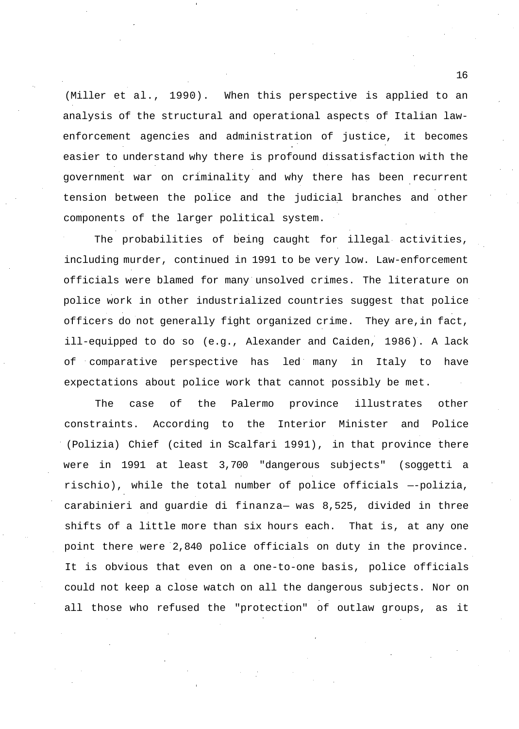(Miller et al., 1990). When this perspective is applied to an analysis of the structural and operational aspects of Italian law-enforcement agencies and administration of justice, it becomes easier to understand why there is profound dissatisfaction with the government war on criminality and why there has been recurrent tension between the police and the judicial branches and other components of the larger political system.

The probabilities of being caught for illegal activities, including murder, continued in 1991 to be very low. Law-enforcement officials were blamed for many unsolved crimes. The literature on police work in other industrialized countries suggest that police officers do not generally fight organized crime. They are, in fact, ill-equipped to do so (e.g., Alexander and Caiden, 1986). A lack of comparative perspective has led many in Italy to have expectations about police work that cannot possibly be met.

The case of the Palermo province illustrates other constraints. According to the Interior Minister and Police (Polizia) Chief (cited in Scalfari 1991), in that province there were in 1991 at least 3,700 "dangerous subjects" (soggetti a rischio), while the total number of police officials —-polizia, carabinieri and guardie di finanza— was 8,525, divided in three shifts of a little more than six hours each. That is, at any one point there were 2,840 police officials on duty in the province. It is obvious that even on a one-to-one basis, police officials could not keep a close watch on all the dangerous subjects. Nor on all those who refused the "protection" of outlaw groups, as it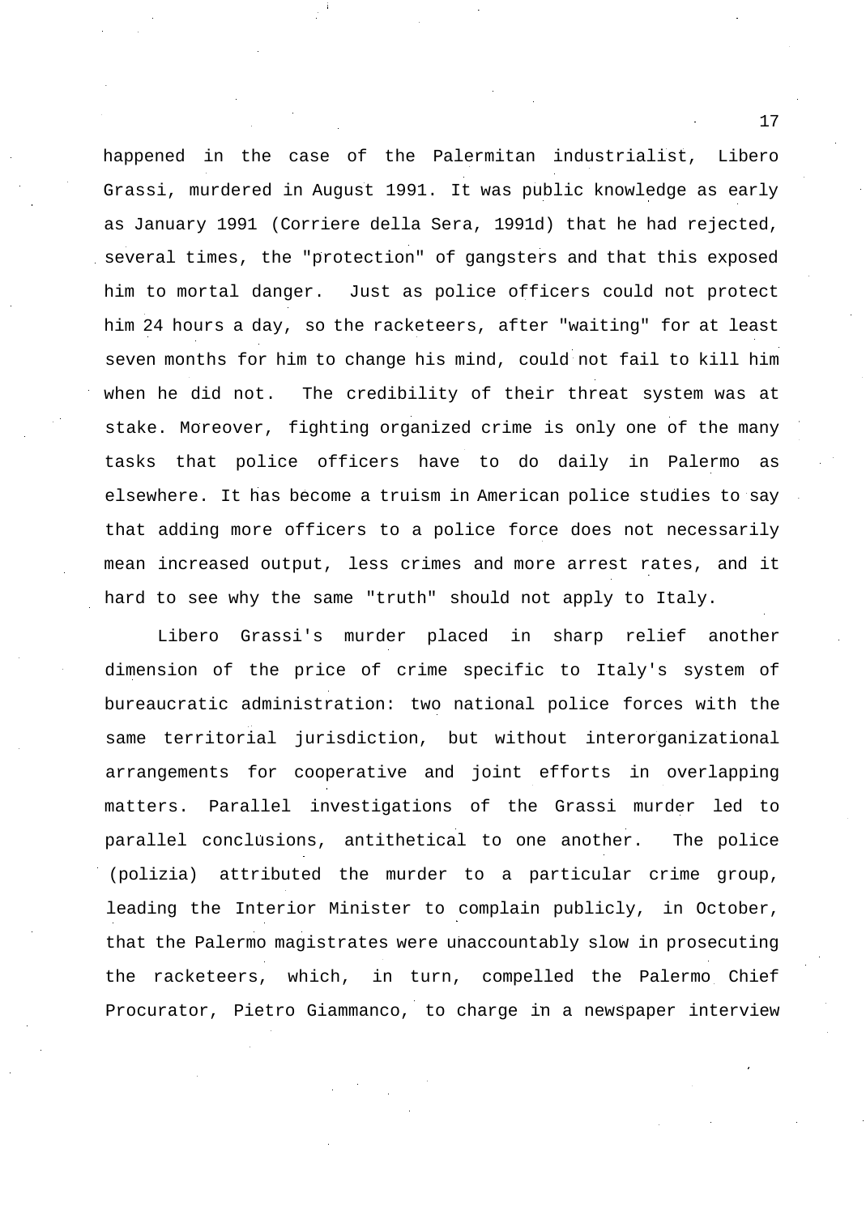happened in the case of the Palermitan industrialist, Libero Grassi, murdered in August 1991. It was public knowledge as early as January 1991 (Corriere della Sera, 1991d) that he had rejected, several times, the "protection" of gangsters and that this exposed him to mortal danger. Just as police officers could not protect him 24 hours a day, so the racketeers, after "waiting" for at least seven months for him to change his mind, could not fail to kill him when he did not. The credibility of their threat system was at stake. Moreover, fighting organized crime is only one of the many tasks that police officers have to do daily in Palermo as elsewhere. It has become a truism in American police studies to say that adding more officers to a police force does not necessarily mean increased output, less crimes and more arrest rates, and it hard to see why the same "truth" should not apply to Italy.

Libero Grassi's murder placed in sharp relief another dimension of the price of crime specific to Italy's system of bureaucratic administration: two national police forces with the same territorial jurisdiction, but without interorganizational arrangements for cooperative and joint efforts in overlapping matters. Parallel investigations of the Grassi murder led to parallel conclusions, antithetical to one another. The police (polizia) attributed the murder to a particular crime group, leading the Interior Minister to complain publicly, in October, that the Palermo magistrates were unaccountably slow in prosecuting the racketeers, which, in turn, compelled the Palermo Chief Procurator, Pietro Giammanco, to charge in a newspaper interview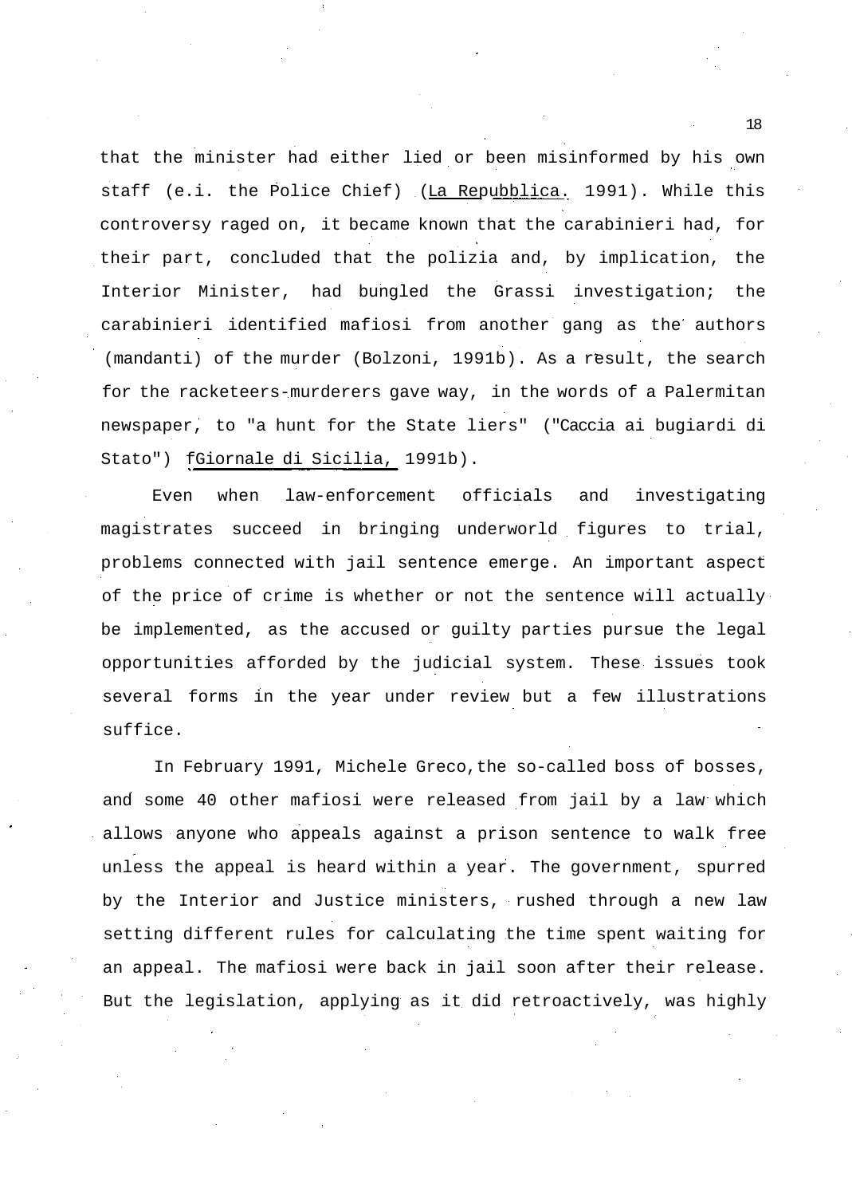that the minister had either lied or been misinformed by his own staff (e.i. the Police Chief) (*La Repubblica*, 1991). While this controversy raged on, it became known that the carabinieri had, for their part, concluded that the polizia and, by implication, the Interior Minister, had bungled the Grassi investigation; the carabinieri identified mafiosi from another gang as the authors (mandanti) of the murder (Bolzoni, 1991b). As a result, the search for the racketeers-murderers gave way, in the words of a Palermitan newspaper, to "a hunt for the State liers" ("Caccia ai bugiardi di Stato") (*Giornale di Sicilia*, 1991b).

Even when law-enforcement officials and investigating magistrates succeed in bringing underworld figures to trial, problems connected with jail sentence emerge. An important aspect of the price of crime is whether or not the sentence will actually be implemented, as the accused or guilty parties pursue the legal opportunities afforded by the judicial system. These issues took several forms in the year under review but a few illustrations suffice.

In February 1991, Michele Greco, the so-called boss of bosses, and some 40 other mafiosi were released from jail by a law which allows anyone who appeals against a prison sentence to walk free unless the appeal is heard within a year. The government, spurred by the Interior and Justice ministers, rushed through a new law setting different rules for calculating the time spent waiting for an appeal. The mafiosi were back in jail soon after their release. But the legislation, applying as it did retroactively, was highly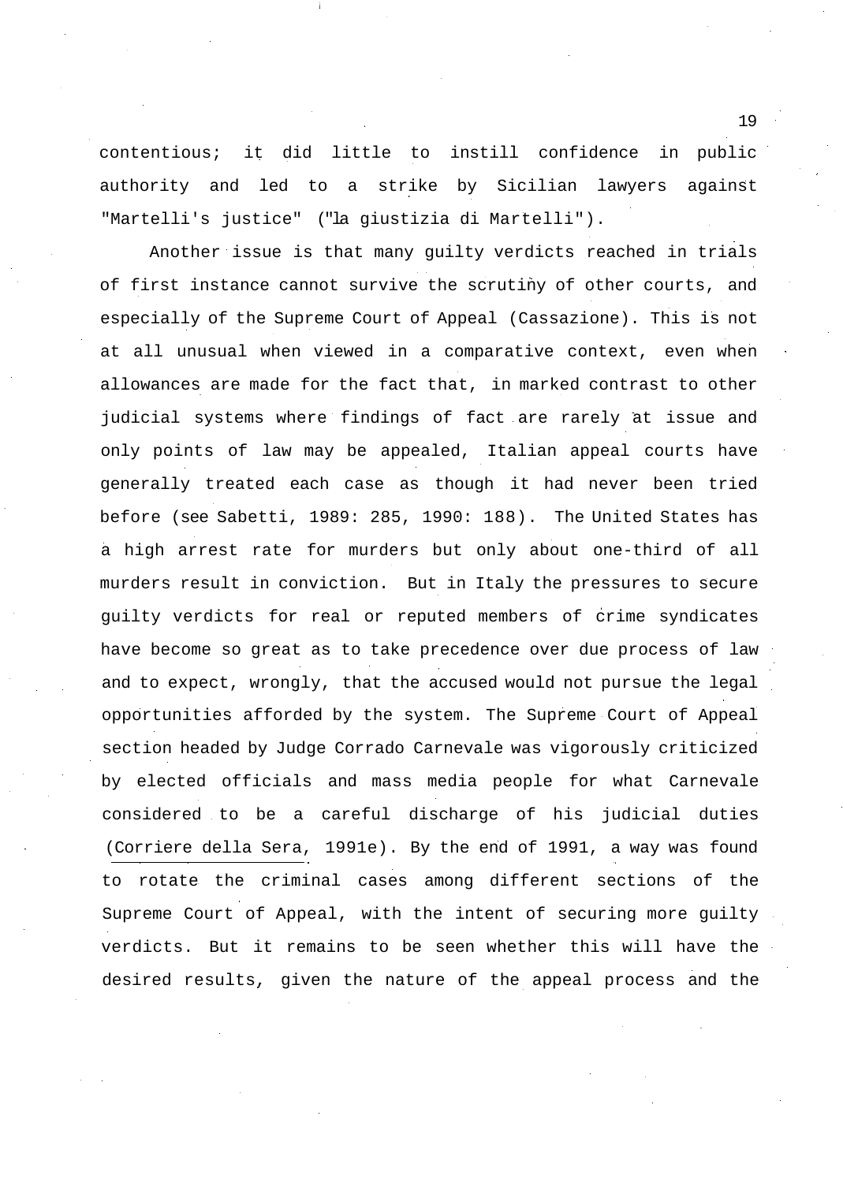contentious; it did little to instill confidence in public authority and led to a strike by Sicilian lawyers against "Martelli's justice" ("la giustizia di Martelli").

Another issue is that many guilty verdicts reached in trials of first instance cannot survive the scrutiny of other courts, and especially of the Supreme Court of Appeal (Cassazione). This is not at all unusual when viewed in a comparative context, even when allowances are made for the fact that, in marked contrast to other judicial systems where findings of fact are rarely at issue and only points of law may be appealed, Italian appeal courts have generally treated each case as though it had never been tried before (see Sabetti, 1989: 285, 1990: 188). The United States has a high arrest rate for murders but only about one-third of all murders result in conviction. But in Italy the pressures to secure guilty verdicts for real or reputed members of crime syndicates have become so great as to take precedence over due process of law and to expect, wrongly, that the accused would not pursue the legal opportunities afforded by the system. The Supreme Court of Appeal section headed by Judge Corrado Carnevale was vigorously criticized by elected officials and mass media people for what Carnevale considered to be a careful discharge of his judicial duties (*Corriere della Sera*, 1991e). By the end of 1991, a way was found to rotate the criminal cases among different sections of the Supreme Court of Appeal, with the intent of securing more guilty verdicts. But it remains to be seen whether this will have the desired results, given the nature of the appeal process and the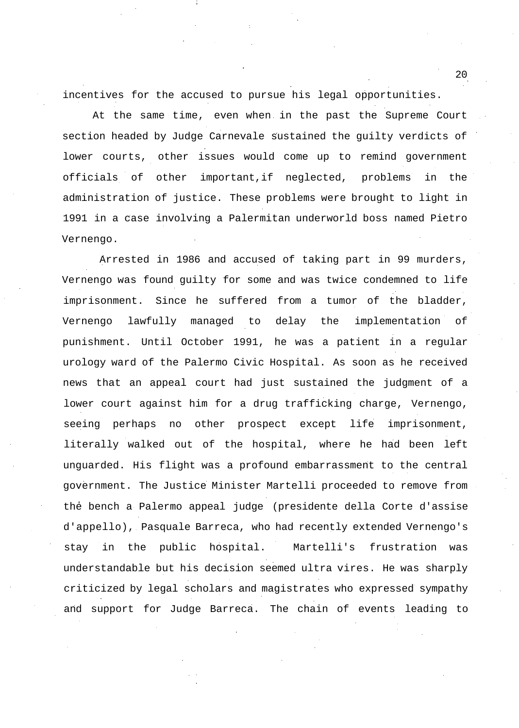incentives for the accused to pursue his legal opportunities.

At the same time, even when in the past the Supreme Court section headed by Judge Carnevale sustained the guilty verdicts of lower courts, other issues would come up to remind government officials of other important,if neglected, problems in the administration of justice. These problems were brought to light in 1991 in a case involving a Palermitan underworld boss named Pietro Vernengo.

Arrested in 1986 and accused of taking part in 99 murders, Vernengo was found guilty for some and was twice condemned to life imprisonment. Since he suffered from a tumor of the bladder, Vernengo lawfully managed to delay the implementation of punishment. Until October 1991, he was a patient in a regular urology ward of the Palermo Civic Hospital. As soon as he received news that an appeal court had just sustained the judgment of a lower court against him for a drug trafficking charge, Vernengo, seeing perhaps no other prospect except life imprisonment, literally walked out of the hospital, where he had been left unguarded. His flight was a profound embarrassment to the central government. The Justice Minister Martelli proceeded to remove from the bench a Palermo appeal judge (presidente della Corte d'assise d'appello), Pasquale Barreca, who had recently extended Vernengo's stay in the public hospital. Martelli's frustration was understandable but his decision seemed ultra vires. He was sharply criticized by legal scholars and magistrates who expressed sympathy and support for Judge Barreca. The chain of events leading to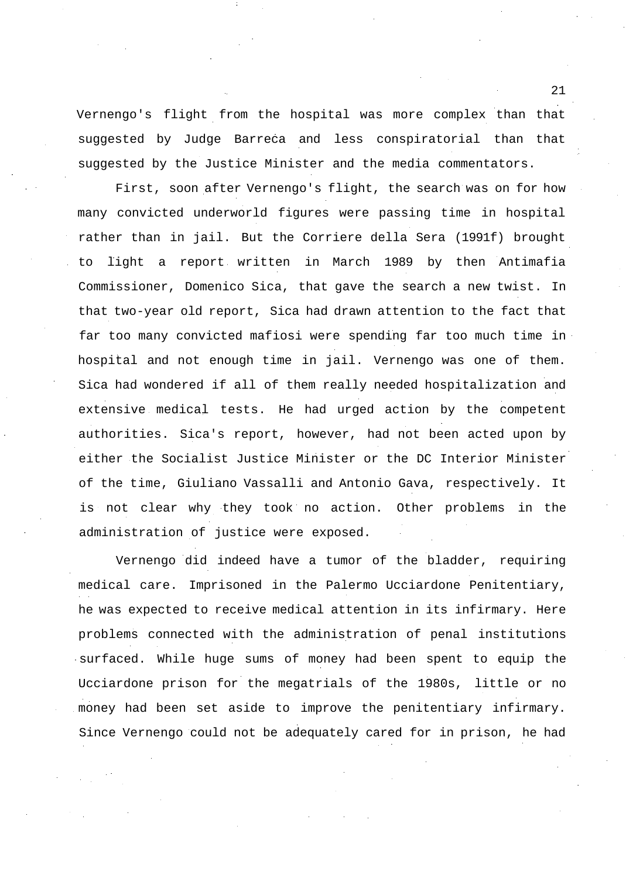Vernengo's flight from the hospital was more complex than that suggested by Judge Barreca and less conspiratorial than that suggested by the Justice Minister and the media commentators.

First, soon after Vernengo's flight, the search was on for how many convicted underworld figures were passing time in hospital rather than in jail. But the Corriere della Sera (1991f) brought to light a report written in March 1989 by then Antimafia Commissioner, Domenico Sica, that gave the search a new twist. In that two-year old report, Sica had drawn attention to the fact that far too many convicted mafiosi were spending far too much time in hospital and not enough time in jail. Vernengo was one of them. Sica had wondered if all of them really needed hospitalization and extensive medical tests. He had urged action by the competent authorities. Sica's report, however, had not been acted upon by either the Socialist Justice Minister or the DC Interior Minister of the time, Giuliano Vassalli and Antonio Gava, respectively. It is not clear why they took no action. Other problems in the administration of justice were exposed.

Vernengo did indeed have a tumor of the bladder, requiring medical care. Imprisoned in the Palermo Ucciardone Penitentiary, he was expected to receive medical attention in its infirmary. Here problems connected with the administration of penal institutions surfaced. While huge sums of money had been spent to equip the Ucciardone prison for the megatrials of the 1980s, little or no money had been set aside to improve the penitentiary infirmary. Since Vernengo could not be adequately cared for in prison, he had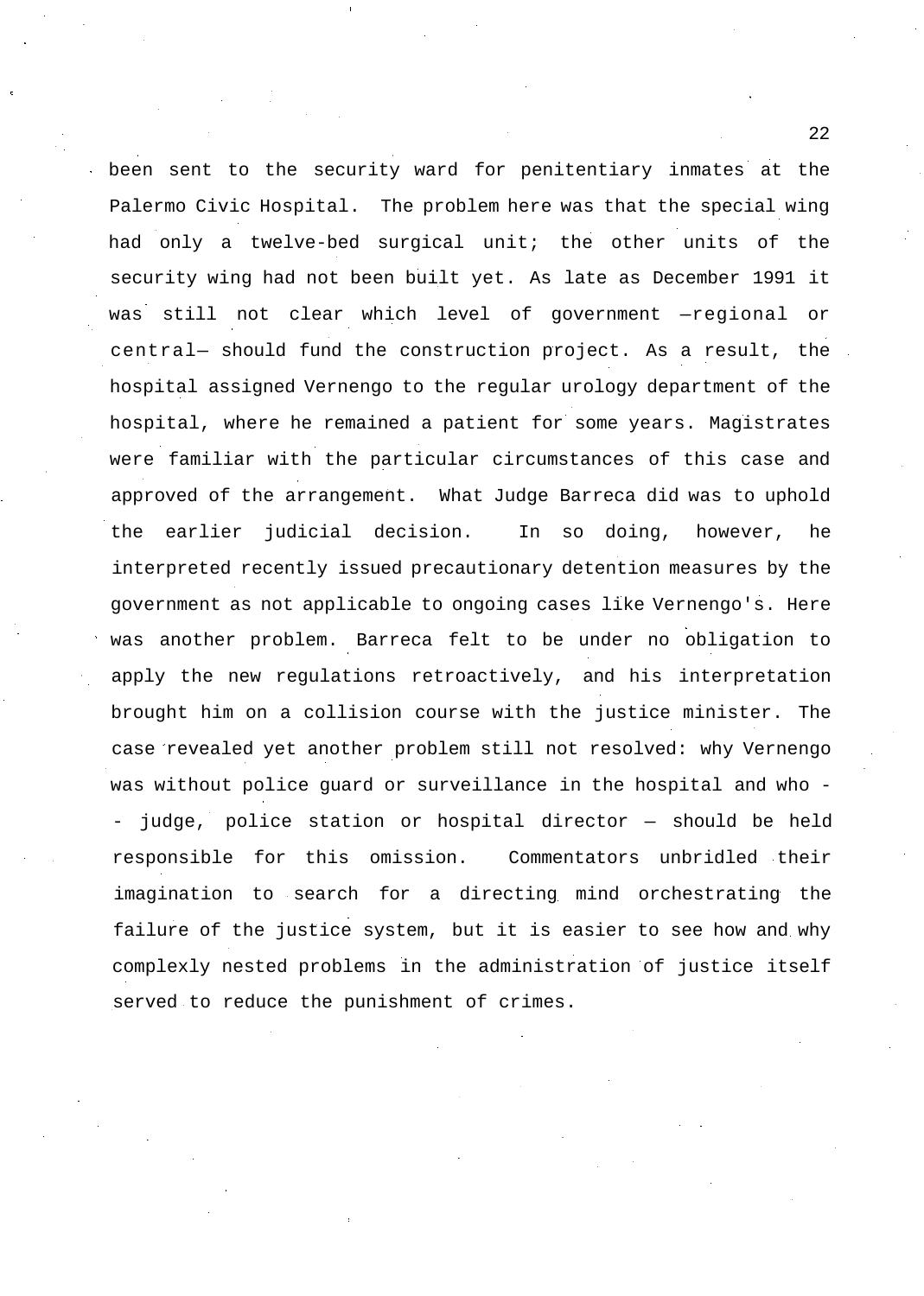been sent to the security ward for penitentiary inmates at the Palermo Civic Hospital. The problem here was that the special wing had only a twelve-bed surgical unit; the other units of the security wing had not been built yet. As late as December 1991 it was still not clear which level of government —regional or central— should fund the construction project. As a result, the hospital assigned Vernengo to the regular urology department of the hospital, where he remained a patient for some years. Magistrates were familiar with the particular circumstances of this case and approved of the arrangement. What Judge Barreca did was to uphold the earlier judicial decision. In so doing, however, he interpreted recently issued precautionary detention measures by the government as not applicable to ongoing cases like Vernengo's. Here was another problem. Barreca felt to be under no obligation to apply the new regulations retroactively, and his interpretation brought him on a collision course with the justice minister. The case revealed yet another problem still not resolved: why Vernengo was without police guard or surveillance in the hospital and who -- judge, police station or hospital director — should be held responsible for this omission. Commentators unbridled their imagination to search for a directing mind orchestrating the failure of the justice system, but it is easier to see how and why complexly nested problems in the administration of justice itself served to reduce the punishment of crimes.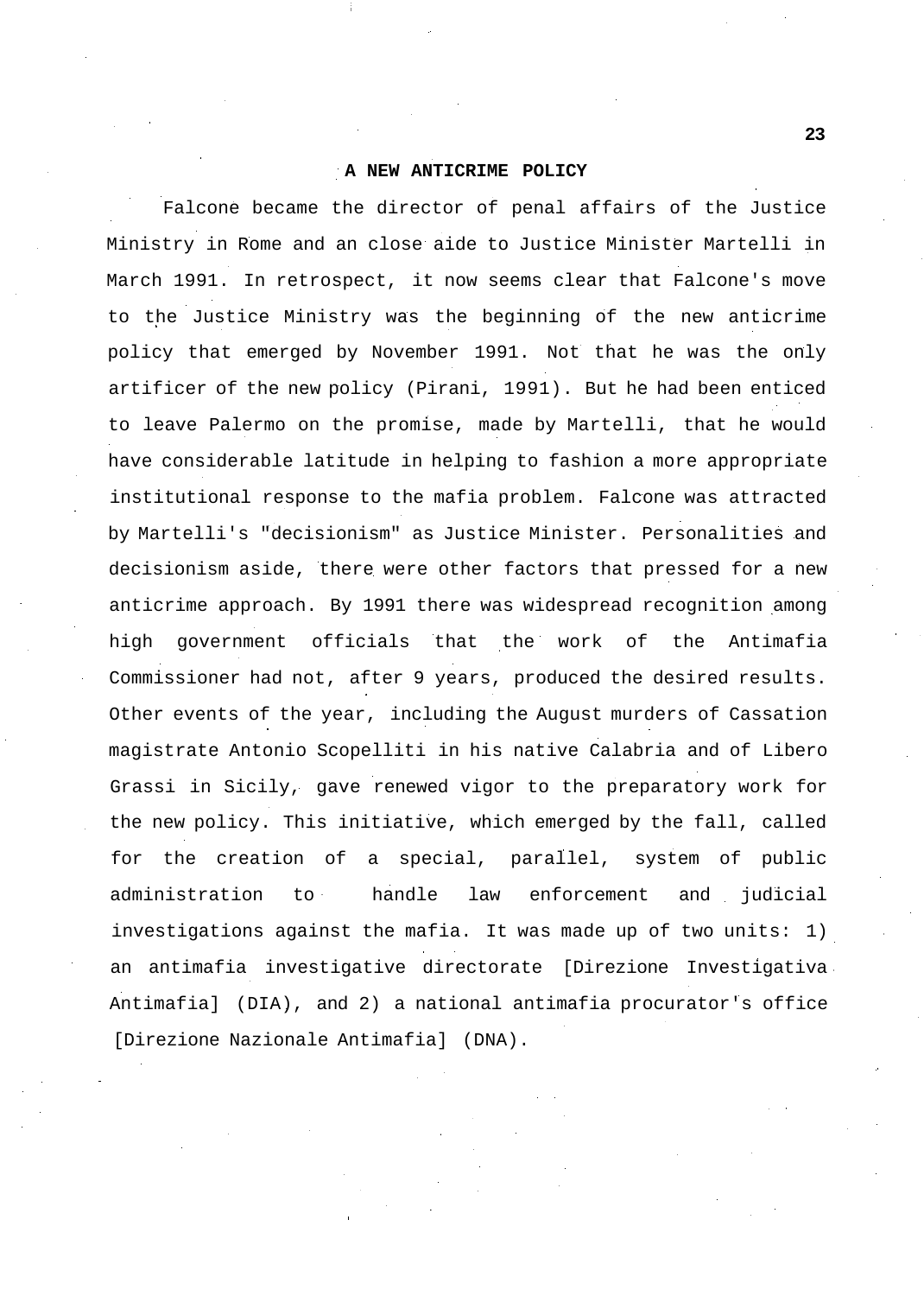## A NEW ANTICRIME POLICY

Falcone became the director of penal affairs of the Justice Ministry in Rome and an close aide to Justice Minister Martelli in March 1991. In retrospect, it now seems clear that Falcone's move to the Justice Ministry was the beginning of the new anticrime policy that emerged by November 1991. Not that he was the only artificer of the new policy (Pirani, 1991). But he had been enticed to leave Palermo on the promise, made by Martelli, that he would have considerable latitude in helping to fashion a more appropriate institutional response to the mafia problem. Falcone was attracted by Martelli's "decisionism" as Justice Minister. Personalities and decisionism aside, there were other factors that pressed for a new anticrime approach. By 1991 there was widespread recognition among high government officials that the work of the Antimafia Commissioner had not, after 9 years, produced the desired results. Other events of the year, including the August murders of Cassation magistrate Antonio Scopelliti in his native Calabria and of Libero Grassi in Sicily, gave renewed vigor to the preparatory work for the new policy. This initiative, which emerged by the fall, called for the creation of a special, parallel, system of public administration to handle law enforcement and judicial investigations against the mafia. It was made up of two units: 1) an antimafia investigative directorate [Direzione Investigativa Antimafia] (DIA), and 2) a national antimafia procurator's office [Direzione Nazionale Antimafia] (DNA).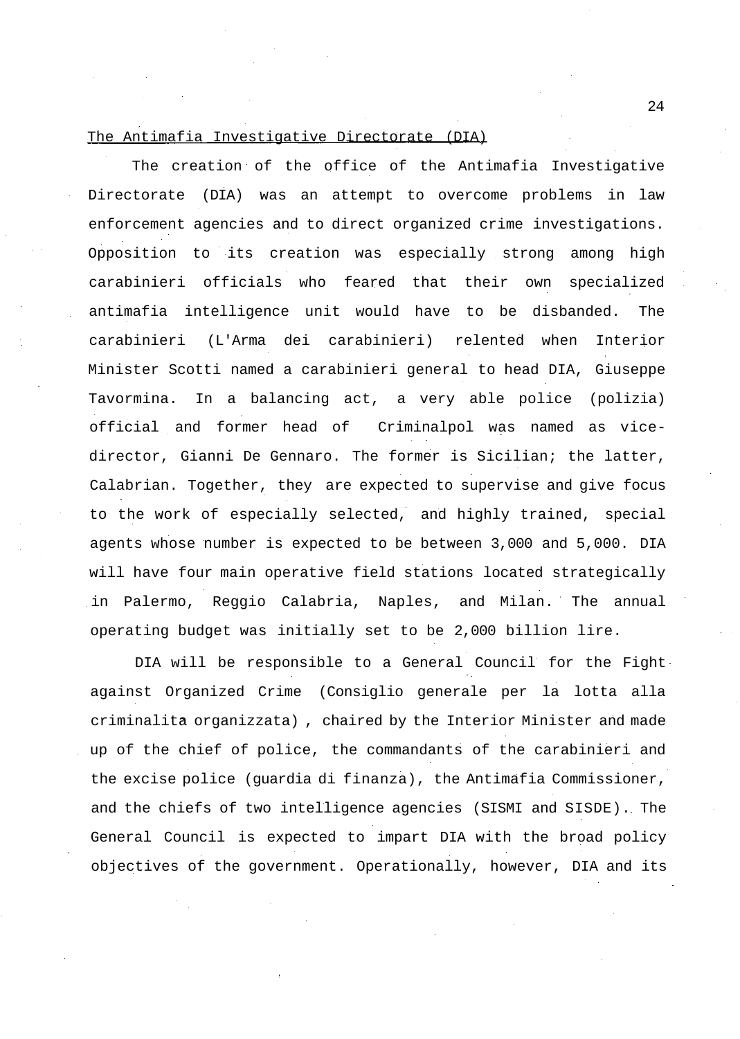<u>The Antimafia Investigative Directorate (DIA)</u>

The creation of the office of the Antimafia Investigative Directorate (DIA) was an attempt to overcome problems in law enforcement agencies and to direct organized crime investigations. Opposition to its creation was especially strong among high carabinieri officials who feared that their own specialized antimafia intelligence unit would have to be disbanded. The carabinieri (L'Arma dei carabinieri) relented when Interior Minister Scotti named a carabinieri general to head DIA, Giuseppe Tavormina. In a balancing act, a very able police (polizia) official and former head of Criminalpol was named as vice-director, Gianni De Gennaro. The former is Sicilian; the latter, Calabrian. Together, they are expected to supervise and give focus to the work of especially selected, and highly trained, special agents whose number is expected to be between 3,000 and 5,000. DIA will have four main operative field stations located strategically in Palermo, Reggio Calabria, Naples, and Milan. The annual operating budget was initially set to be 2,000 billion lire.

DIA will be responsible to a General Council for the Fight against Organized Crime (Consiglio generale per la lotta alla criminalita organizzata) , chaired by the Interior Minister and made up of the chief of police, the commandants of the carabinieri and the excise police (guardia di finanza), the Antimafia Commissioner, and the chiefs of two intelligence agencies (SISMI and SISDE). The General Council is expected to impart DIA with the broad policy objectives of the government. Operationally, however, DIA and its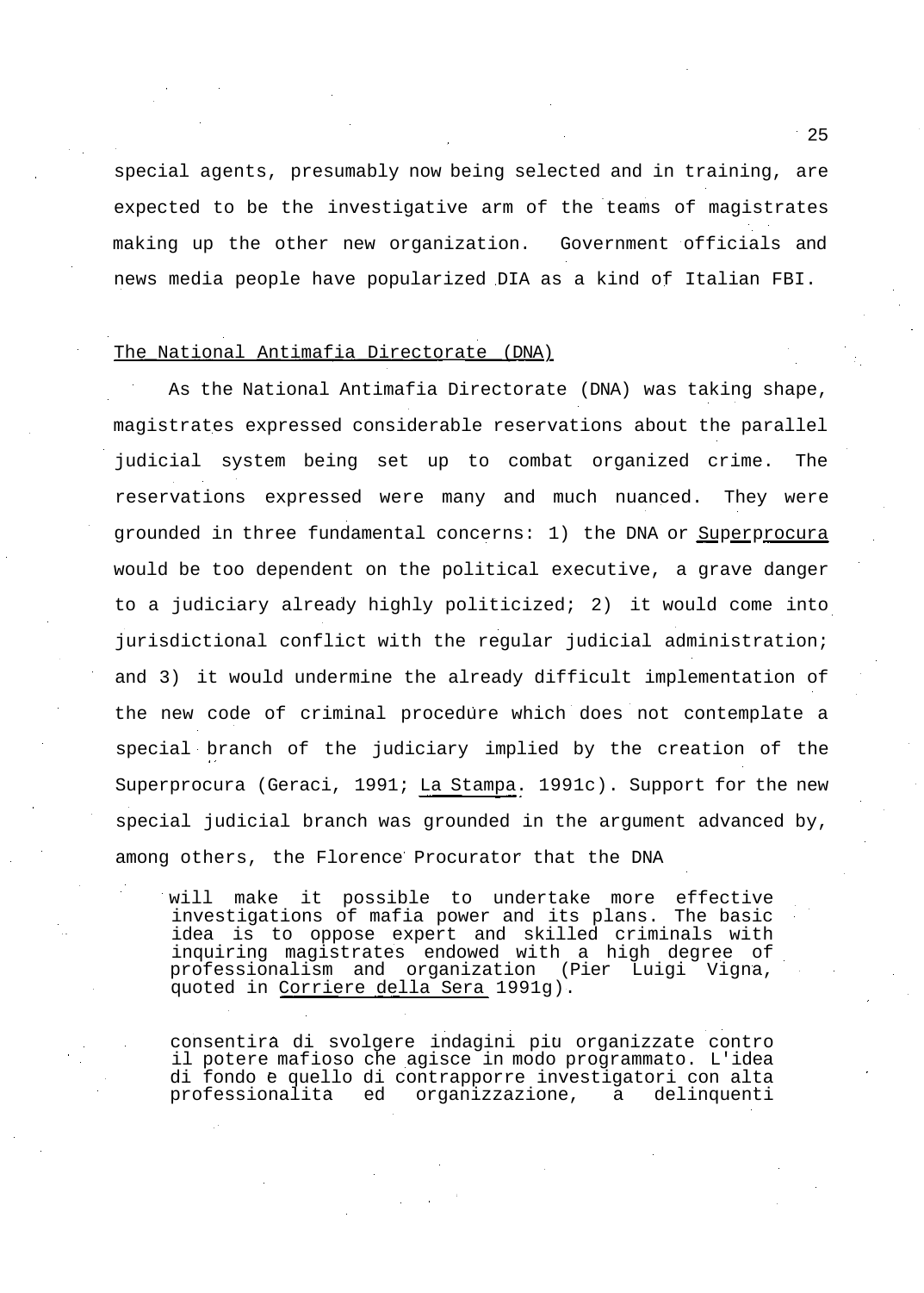special agents, presumably now being selected and in training, are expected to be the investigative arm of the teams of magistrates making up the other new organization. Government officials and news media people have popularized DIA as a kind of Italian FBI.

The National Antimafia Directorate (DNA)

As the National Antimafia Directorate (DNA) was taking shape, magistrates expressed considerable reservations about the parallel judicial system being set up to combat organized crime. The reservations expressed were many and much nuanced. They were grounded in three fundamental concerns: 1) the DNA or Superprocura would be too dependent on the political executive, a grave danger to a judiciary already highly politicized; 2) it would come into jurisdictional conflict with the regular judicial administration; and 3) it would undermine the already difficult implementation of the new code of criminal procedure which does not contemplate a special branch of the judiciary implied by the creation of the Superprocura (Geraci, 1991; La Stampa. 1991c). Support for the new special judicial branch was grounded in the argument advanced by, among others, the Florence Procurator that the DNA

> will make it possible to undertake more effective investigations of mafia power and its plans. The basic idea is to oppose expert and skilled criminals with inquiring magistrates endowed with a high degree of professionalism and organization (Pier Luigi Vigna, quoted in Corriere della Sera 1991g).

> consentira di svolgere indagini piu organizzate contro il potere mafioso che agisce in modo programmato. L'idea di fondo e quello di contrapporre investigatori con alta professionalita ed organizzazione, a delinquenti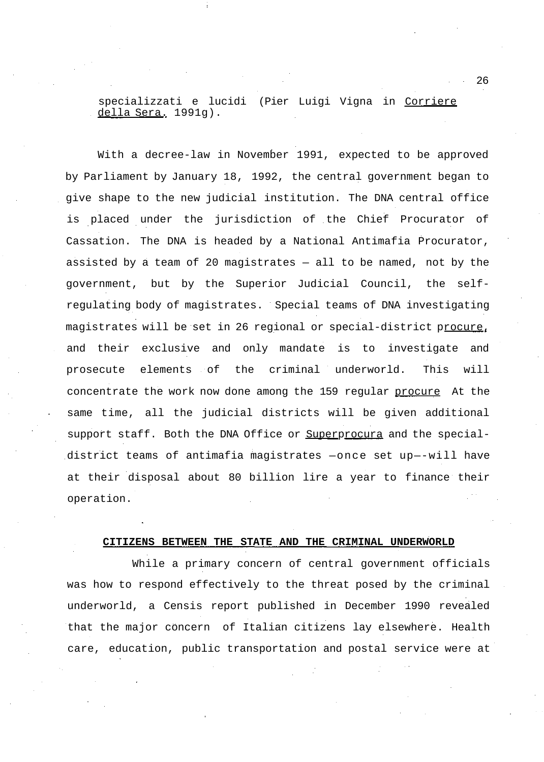specializzati e lucidi (Pier Luigi Vigna in *Corriere della Sera*, 1991g).

With a decree-law in November 1991, expected to be approved by Parliament by January 18, 1992, the central government began to give shape to the new judicial institution. The DNA central office is placed under the jurisdiction of the Chief Procurator of Cassation. The DNA is headed by a National Antimafia Procurator, assisted by a team of 20 magistrates — all to be named, not by the government, but by the Superior Judicial Council, the self-regulating body of magistrates. Special teams of DNA investigating magistrates will be set in 26 regional or special-district *procure*, and their exclusive and only mandate is to investigate and prosecute elements of the criminal underworld. This will concentrate the work now done among the 159 regular *procure* At the same time, all the judicial districts will be given additional support staff. Both the DNA Office or *Superprocura* and the special-district teams of antimafia magistrates —once set up—-will have at their disposal about 80 billion lire a year to finance their operation.

## CITIZENS BETWEEN THE STATE AND THE CRIMINAL UNDERWORLD

While a primary concern of central government officials was how to respond effectively to the threat posed by the criminal underworld, a Censis report published in December 1990 revealed that the major concern of Italian citizens lay elsewhere. Health care, education, public transportation and postal service were at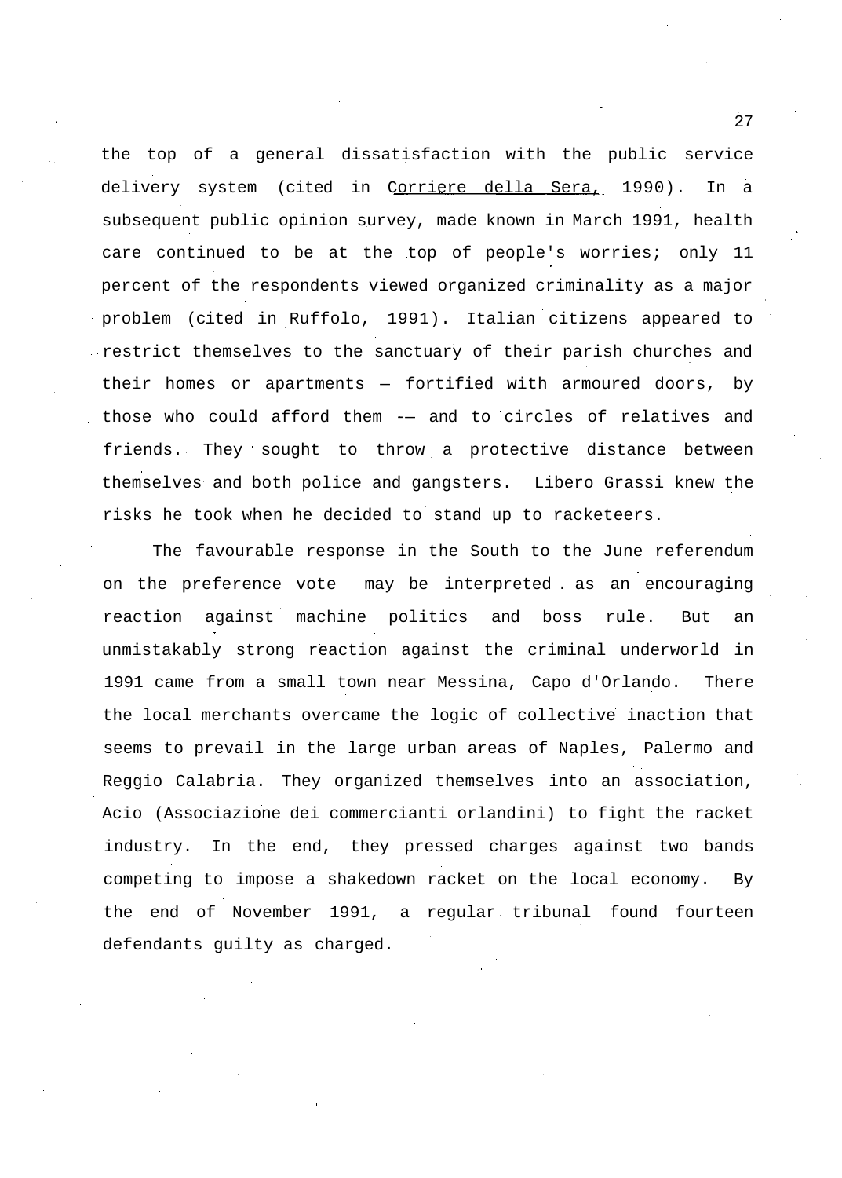the top of a general dissatisfaction with the public service delivery system (cited in Corriere della Sera, 1990). In a subsequent public opinion survey, made known in March 1991, health care continued to be at the top of people's worries; only 11 percent of the respondents viewed organized criminality as a major problem (cited in Ruffolo, 1991). Italian citizens appeared to restrict themselves to the sanctuary of their parish churches and their homes or apartments — fortified with armoured doors, by those who could afford them -— and to circles of relatives and friends. They sought to throw a protective distance between themselves and both police and gangsters. Libero Grassi knew the risks he took when he decided to stand up to racketeers.

The favourable response in the South to the June referendum on the preference vote may be interpreted as an encouraging reaction against machine politics and boss rule. But an unmistakably strong reaction against the criminal underworld in 1991 came from a small town near Messina, Capo d'Orlando. There the local merchants overcame the logic of collective inaction that seems to prevail in the large urban areas of Naples, Palermo and Reggio Calabria. They organized themselves into an association, Acio (Associazione dei commercianti orlandini) to fight the racket industry. In the end, they pressed charges against two bands competing to impose a shakedown racket on the local economy. By the end of November 1991, a regular tribunal found fourteen defendants guilty as charged.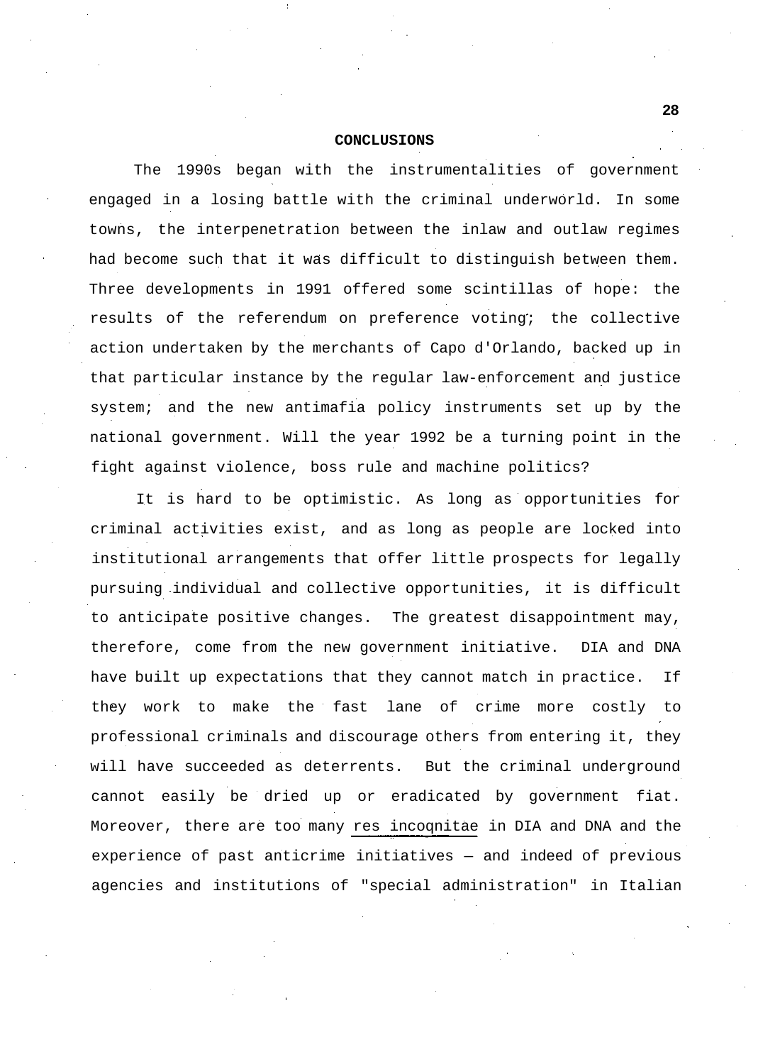## CONCLUSIONS

The 1990s began with the instrumentalities of government engaged in a losing battle with the criminal underworld. In some towns, the interpenetration between the inlaw and outlaw regimes had become such that it was difficult to distinguish between them. Three developments in 1991 offered some scintillas of hope: the results of the referendum on preference voting; the collective action undertaken by the merchants of Capo d'Orlando, backed up in that particular instance by the regular law-enforcement and justice system; and the new antimafia policy instruments set up by the national government. Will the year 1992 be a turning point in the fight against violence, boss rule and machine politics?

It is hard to be optimistic. As long as opportunities for criminal activities exist, and as long as people are locked into institutional arrangements that offer little prospects for legally pursuing individual and collective opportunities, it is difficult to anticipate positive changes. The greatest disappointment may, therefore, come from the new government initiative. DIA and DNA have built up expectations that they cannot match in practice. If they work to make the fast lane of crime more costly to professional criminals and discourage others from entering it, they will have succeeded as deterrents. But the criminal underground cannot easily be dried up or eradicated by government fiat. Moreover, there are too many *res incognitae* in DIA and DNA and the experience of past anticrime initiatives — and indeed of previous agencies and institutions of "special administration" in Italian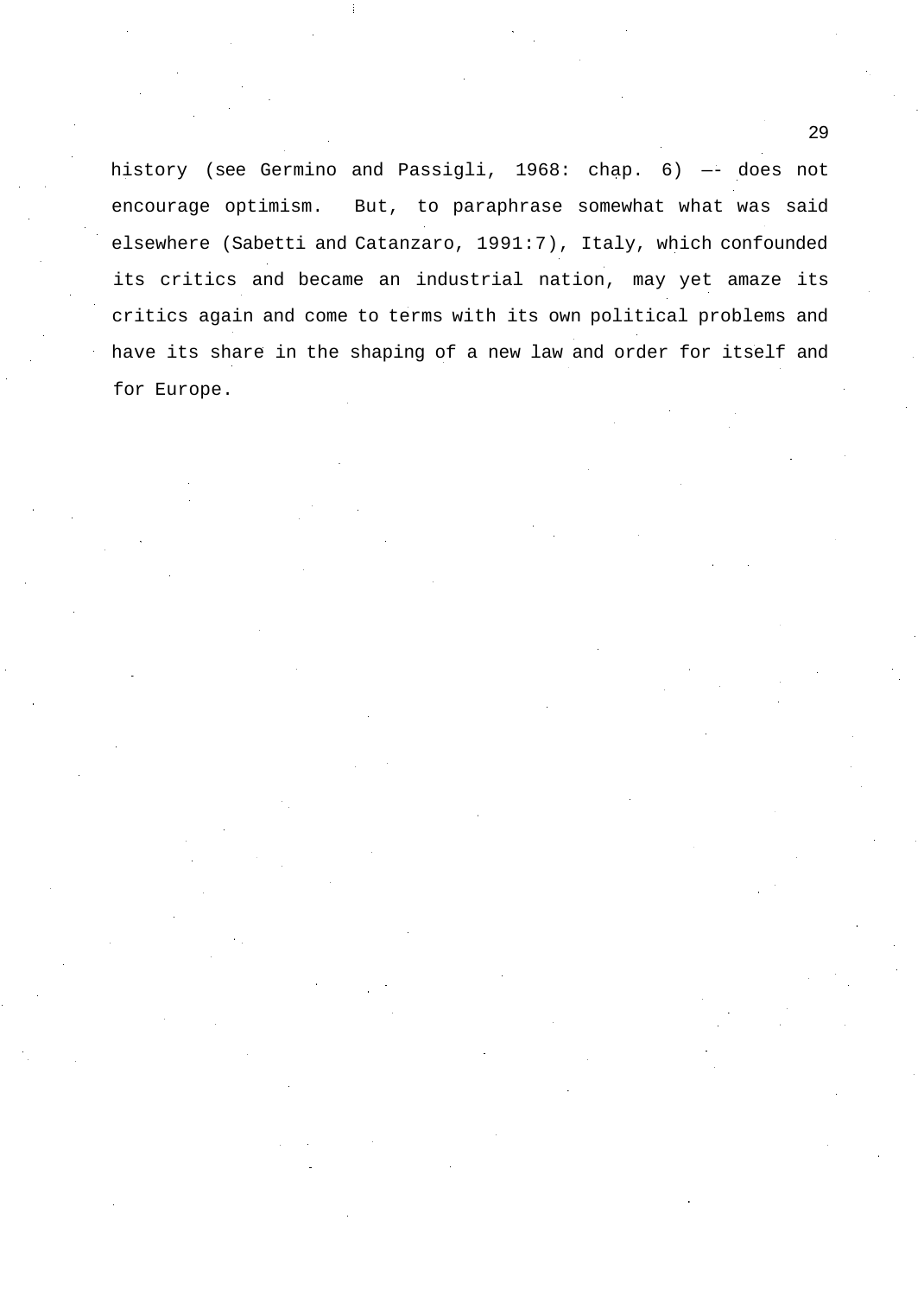history (see Germino and Passigli, 1968: chap. 6) —- does not encourage optimism. But, to paraphrase somewhat what was said elsewhere (Sabetti and Catanzaro, 1991:7), Italy, which confounded its critics and became an industrial nation, may yet amaze its critics again and come to terms with its own political problems and have its share in the shaping of a new law and order for itself and for Europe.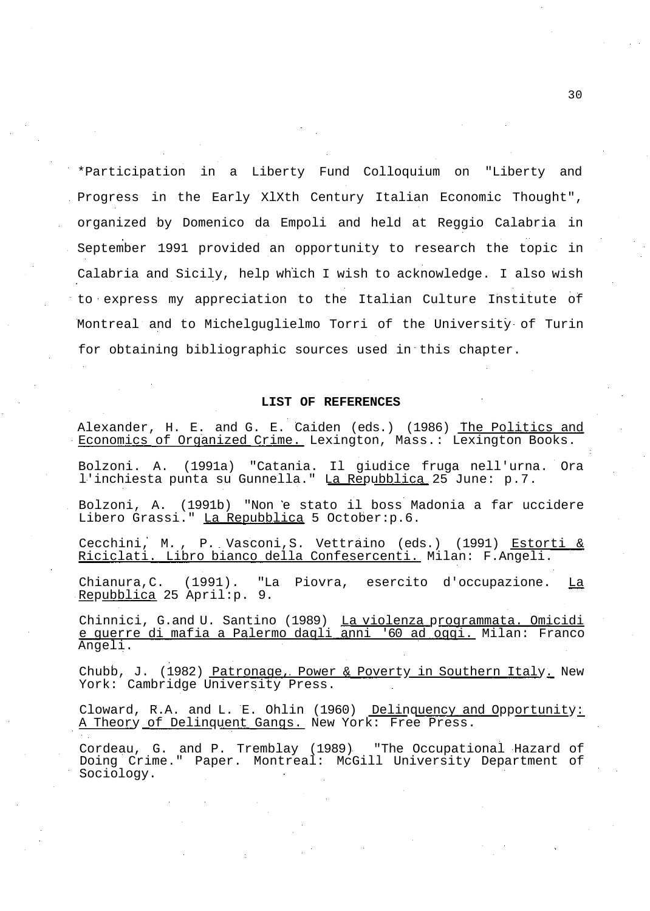*Participation in a Liberty Fund Colloquium on "Liberty and Progress in the Early XlXth Century Italian Economic Thought", organized by Domenico da Empoli and held at Reggio Calabria in September 1991 provided an opportunity to research the topic in Calabria and Sicily, help which I wish to acknowledge. I also wish to express my appreciation to the Italian Culture Institute of Montreal and to Michelguglielmo Torri of the University of Turin for obtaining bibliographic sources used in this chapter.

## LIST OF REFERENCES

Alexander, H. E. and G. E. Caiden (eds.) (1986) The Politics and Economics of Organized Crime. Lexington, Mass.: Lexington Books.

Bolzoni. A. (1991a) "Catania. Il giudice fruga nell'urna. Ora l'inchiesta punta su Gunnella." La Repubblica 25 June: p.7.

Bolzoni, A. (1991b) "Non e stato il boss Madonia a far uccidere Libero Grassi." La Repubblica 5 October:p.6.

Cecchini, M., P. Vasconi, S. Vettraino (eds.) (1991) Estorti & Riciclati. Libro bianco della Confesercenti. Milan: F.Angeli.

Chianura, C. (1991). "La Piovra, esercito d'occupazione. La Repubblica 25 April:p. 9.

Chinnici, G.and U. Santino (1989) La violenza programmata. Omicidi e guerre di mafia a Palermo dagli anni '60 ad oggi. Milan: Franco Angeli.

Chubb, J. (1982) Patronage, Power & Poverty in Southern Italy. New York: Cambridge University Press.

Cloward, R.A. and L. E. Ohlin (1960) Delinquency and Opportunity: A Theory of Delinquent Gangs. New York: Free Press.

Cordeau, G. and P. Tremblay (1989) "The Occupational Hazard of Doing Crime." Paper. Montreal: McGill University Department of Sociology.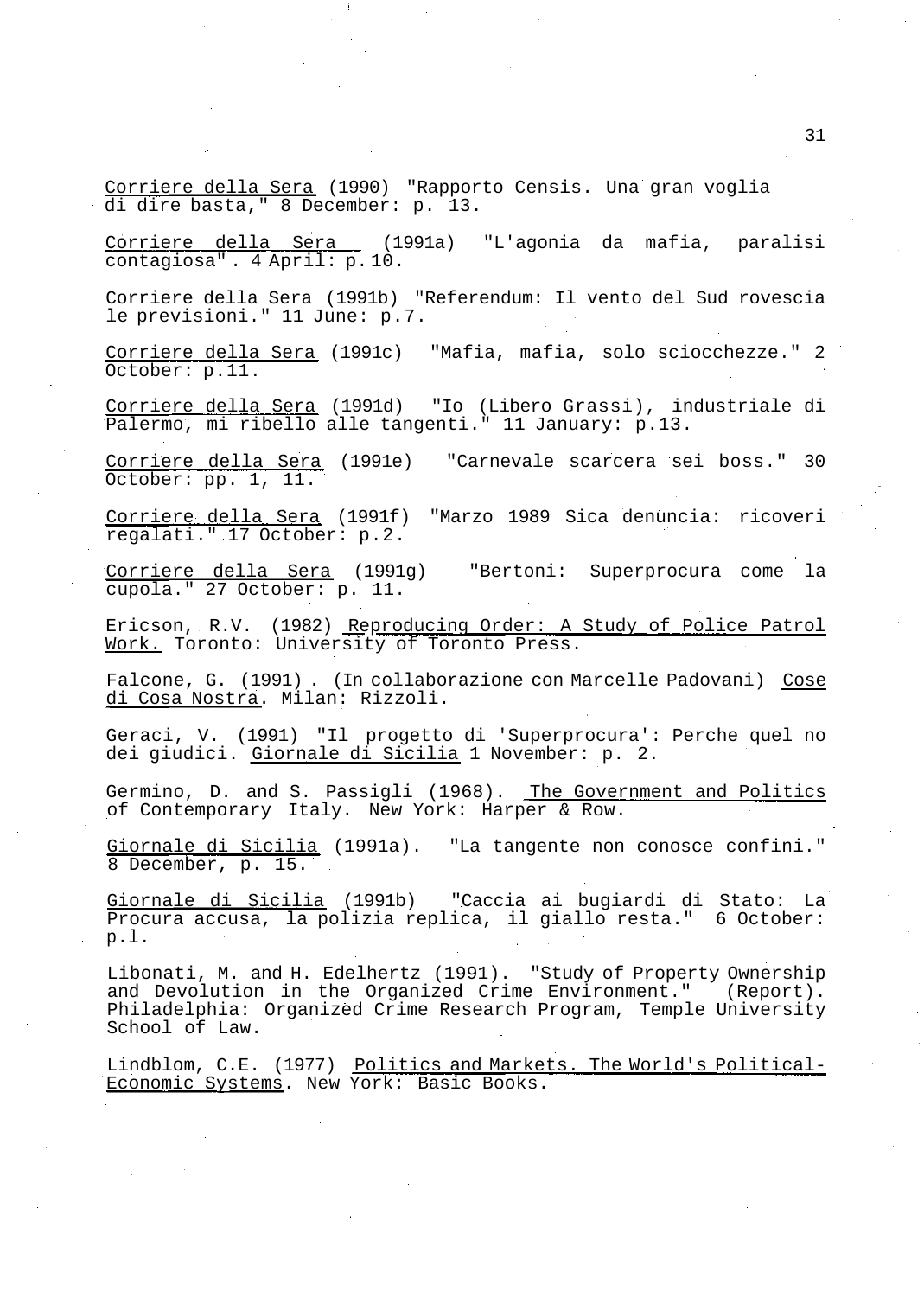Corriere della Sera (1990) "Rapporto Censis. Una gran voglia di dire basta," 8 December: p. 13.

Corriere della Sera (1991a) "L'agonia da mafia, paralisi contagiosa". 4 April: p.10.

Corriere della Sera (1991b) "Referendum: Il vento del Sud rovescia le previsioni." 11 June: p.7.

Corriere della Sera (1991c) "Mafia, mafia, solo sciocchezze." 2 October: p.11.

Corriere della Sera (1991d) "Io (Libero Grassi), industriale di Palermo, mi ribello alle tangenti." 11 January: p.13.

Corriere della Sera (1991e) "Carnevale scarcera sei boss." 30 October: pp. 1, 11.

Corriere della Sera (1991f) "Marzo 1989 Sica denuncia: ricoveri regalati." 17 October: p.2.

Corriere della Sera (1991g) "Bertoni: Superprocura come la cupola." 27 October: p. 11.

Ericson, R.V. (1982) Reproducing Order: A Study of Police Patrol Work. Toronto: University of Toronto Press.

Falcone, G. (1991). (In collaborazione con Marcelle Padovani) Cose di Cosa Nostra. Milan: Rizzoli.

Geraci, V. (1991) "Il progetto di 'Superprocura': Perche quel no dei giudici. Giornale di Sicilia 1 November: p. 2.

Germino, D. and S. Passigli (1968). The Government and Politics of Contemporary Italy. New York: Harper & Row.

Giornale di Sicilia (1991a). "La tangente non conosce confini." 8 December, p. 15.

Giornale di Sicilia (1991b) "Caccia ai bugiardi di Stato: La Procura accusa, la polizia replica, il giallo resta." 6 October: p.l.

Libonati, M. and H. Edelhertz (1991). "Study of Property Ownership and Devolution in the Organized Crime Environment." (Report). Philadelphia: Organized Crime Research Program, Temple University School of Law.

Lindblom, C.E. (1977) Politics and Markets. The World's Political-Economic Systems. New York: Basic Books.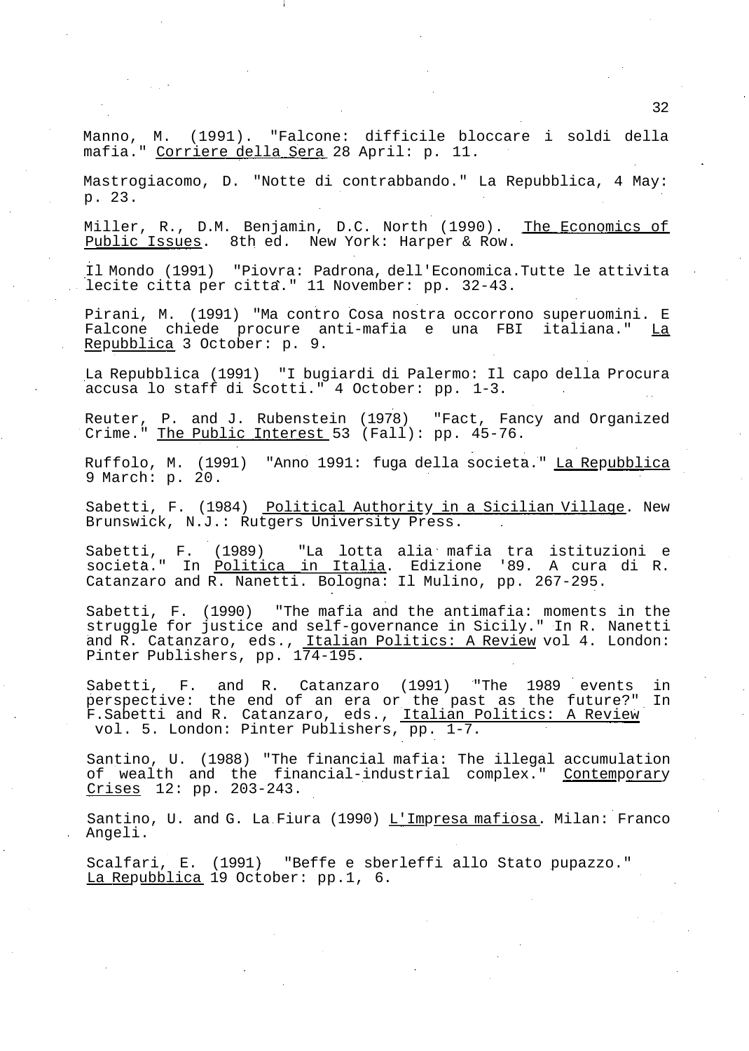Manno, M. (1991). "Falcone: difficile bloccare i soldi della mafia." Corriere della Sera 28 April: p. 11.

Mastrogiacomo, D. "Notte di contrabbando." La Repubblica, 4 May: p. 23.

Miller, R., D.M. Benjamin, D.C. North (1990). The Economics of Public Issues. 8th ed. New York: Harper & Row.

Il Mondo (1991) "Piovra: Padrona, dell'Economica.Tutte le attivita lecite citta per citta." 11 November: pp. 32-43.

Pirani, M. (1991) "Ma contro Cosa nostra occorrono superuomini. E Falcone chiede procure anti-mafia e una FBI italiana." La Repubblica 3 October: p. 9.

La Repubblica (1991) "I bugiardi di Palermo: Il capo della Procura accusa lo staff di Scotti." 4 October: pp. 1-3.

Reuter, P. and J. Rubenstein (1978) "Fact, Fancy and Organized Crime." The Public Interest 53 (Fall): pp. 45-76.

Ruffolo, M. (1991) "Anno 1991: fuga della societa." La Repubblica 9 March: p. 20.

Sabetti, F. (1984) Political Authority in a Sicilian Village. New Brunswick, N.J.: Rutgers University Press.

Sabetti, F. (1989) "La lotta alia mafia tra istituzioni e societa." In Politica in Italia. Edizione '89. A cura di R. Catanzaro and R. Nanetti. Bologna: Il Mulino, pp. 267-295.

Sabetti, F. (1990) "The mafia and the antimafia: moments in the struggle for justice and self-governance in Sicily." In R. Nanetti and R. Catanzaro, eds., Italian Politics: A Review vol 4. London: Pinter Publishers, pp. 174-195.

Sabetti, F. and R. Catanzaro (1991) "The 1989 events in perspective: the end of an era or the past as the future?" In F.Sabetti and R. Catanzaro, eds., Italian Politics: A Review vol. 5. London: Pinter Publishers, pp. 1-7.

Santino, U. (1988) "The financial mafia: The illegal accumulation of wealth and the financial-industrial complex." Contemporary Crises 12: pp. 203-243.

Santino, U. and G. La Fiura (1990) L'Impresa mafiosa. Milan: Franco Angeli.

Scalfari, E. (1991) "Beffe e sberleffi allo Stato pupazzo." La Repubblica 19 October: pp.1, 6.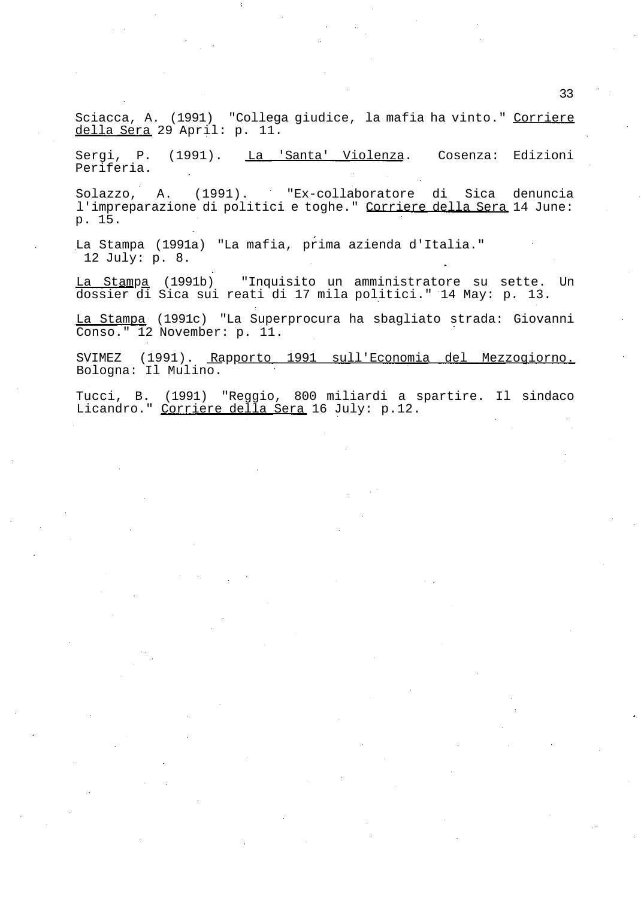Sciacca, A. (1991) "Collega giudice, la mafia ha vinto." _Corriere della Sera_ 29 April: p. 11.

Sergi, P. (1991). _La 'Santa' Violenza_. Cosenza: Edizioni Periferia.

Solazzo, A. (1991). "Ex-collaboratore di Sica denuncia l'impreparazione di politici e toghe." _Corriere della Sera_ 14 June: p. 15.

La Stampa (1991a) "La mafia, prima azienda d'Italia." 12 July: p. 8.

_La Stampa_ (1991b) "Inquisito un amministratore su sette. Un dossier di Sica sui reati di 17 mila politici." 14 May: p. 13.

_La Stampa_ (1991c) "La Superprocura ha sbagliato strada: Giovanni Conso." 12 November: p. 11.

SVIMEZ (1991). _Rapporto 1991 sull'Economia del Mezzogiorno._ Bologna: Il Mulino.

Tucci, B. (1991) "Reggio, 800 miliardi a spartire. Il sindaco Licandro." _Corriere della Sera_ 16 July: p.12.